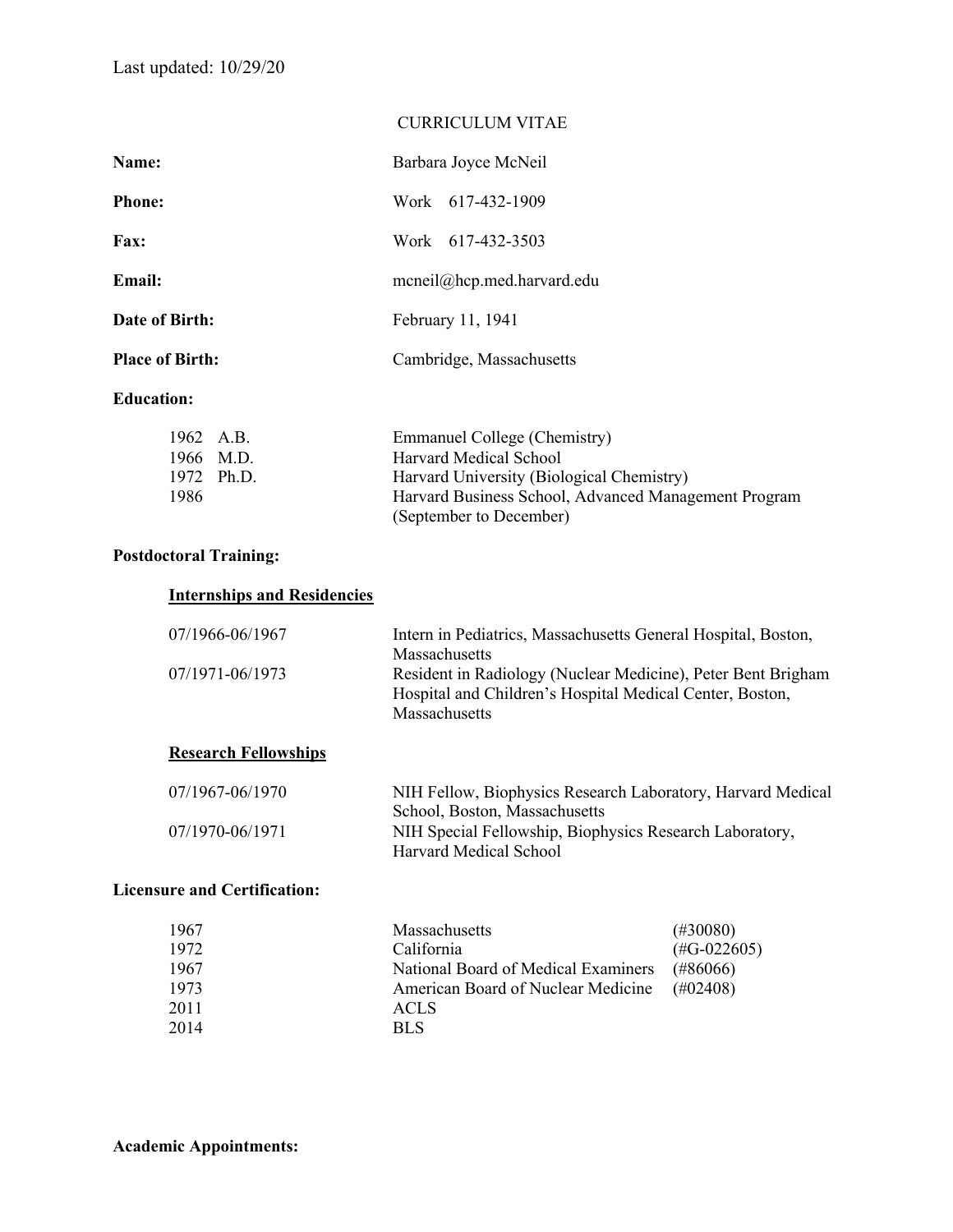Last updated: 10/29/20

# CURRICULUM VITAE

| | |
|---|---|
| **Name:** | Barbara Joyce McNeil |
| **Phone:** | Work 617-432-1909 |
| **Fax:** | Work 617-432-3503 |
| **Email:** | mcneil@hcp.med.harvard.edu |
| **Date of Birth:** | February 11, 1941 |
| **Place of Birth:** | Cambridge, Massachusetts |

## Education:

| | |
|---|---|
| 1962 A.B. | Emmanuel College (Chemistry) |
| 1966 M.D. | Harvard Medical School |
| 1972 Ph.D. | Harvard University (Biological Chemistry) |
| 1986 | Harvard Business School, Advanced Management Program (September to December) |

## Postdoctoral Training:

### Internships and Residencies

| | |
|---|---|
| 07/1966-06/1967 | Intern in Pediatrics, Massachusetts General Hospital, Boston, Massachusetts |
| 07/1971-06/1973 | Resident in Radiology (Nuclear Medicine), Peter Bent Brigham Hospital and Children's Hospital Medical Center, Boston, Massachusetts |

### Research Fellowships

| | |
|---|---|
| 07/1967-06/1970 | NIH Fellow, Biophysics Research Laboratory, Harvard Medical School, Boston, Massachusetts |
| 07/1970-06/1971 | NIH Special Fellowship, Biophysics Research Laboratory, Harvard Medical School |

## Licensure and Certification:

| | | |
|---|---|---|
| 1967 | Massachusetts | (#30080) |
| 1972 | California | (#G-022605) |
| 1967 | National Board of Medical Examiners | (#86066) |
| 1973 | American Board of Nuclear Medicine | (#02408) |
| 2011 | ACLS | |
| 2014 | BLS | |

## Academic Appointments: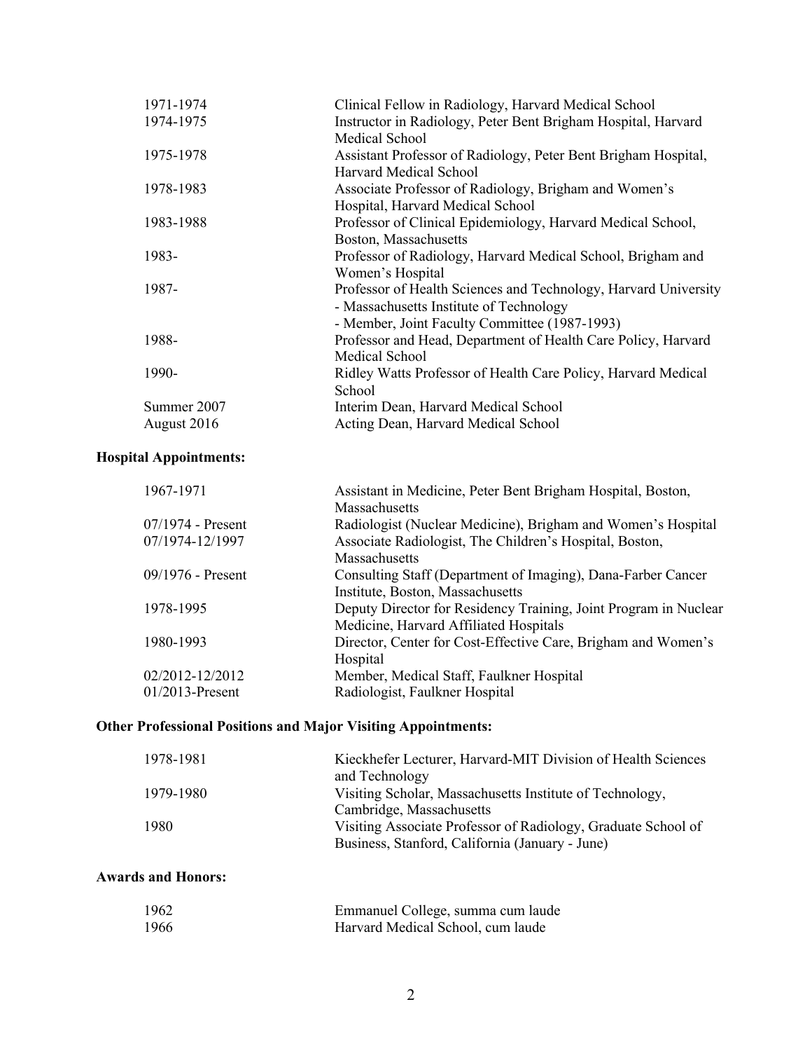| | |
|---|---|
| 1971-1974 | Clinical Fellow in Radiology, Harvard Medical School |
| 1974-1975 | Instructor in Radiology, Peter Bent Brigham Hospital, Harvard Medical School |
| 1975-1978 | Assistant Professor of Radiology, Peter Bent Brigham Hospital, Harvard Medical School |
| 1978-1983 | Associate Professor of Radiology, Brigham and Women's Hospital, Harvard Medical School |
| 1983-1988 | Professor of Clinical Epidemiology, Harvard Medical School, Boston, Massachusetts |
| 1983- | Professor of Radiology, Harvard Medical School, Brigham and Women's Hospital |
| 1987- | Professor of Health Sciences and Technology, Harvard University - Massachusetts Institute of Technology - Member, Joint Faculty Committee (1987-1993) |
| 1988- | Professor and Head, Department of Health Care Policy, Harvard Medical School |
| 1990- | Ridley Watts Professor of Health Care Policy, Harvard Medical School |
| Summer 2007 | Interim Dean, Harvard Medical School |
| August 2016 | Acting Dean, Harvard Medical School |

## Hospital Appointments:

| | |
|---|---|
| 1967-1971 | Assistant in Medicine, Peter Bent Brigham Hospital, Boston, Massachusetts |
| 07/1974 - Present | Radiologist (Nuclear Medicine), Brigham and Women's Hospital |
| 07/1974-12/1997 | Associate Radiologist, The Children's Hospital, Boston, Massachusetts |
| 09/1976 - Present | Consulting Staff (Department of Imaging), Dana-Farber Cancer Institute, Boston, Massachusetts |
| 1978-1995 | Deputy Director for Residency Training, Joint Program in Nuclear Medicine, Harvard Affiliated Hospitals |
| 1980-1993 | Director, Center for Cost-Effective Care, Brigham and Women's Hospital |
| 02/2012-12/2012 | Member, Medical Staff, Faulkner Hospital |
| 01/2013-Present | Radiologist, Faulkner Hospital |

## Other Professional Positions and Major Visiting Appointments:

| | |
|---|---|
| 1978-1981 | Kieckhefer Lecturer, Harvard-MIT Division of Health Sciences and Technology |
| 1979-1980 | Visiting Scholar, Massachusetts Institute of Technology, Cambridge, Massachusetts |
| 1980 | Visiting Associate Professor of Radiology, Graduate School of Business, Stanford, California (January - June) |

## Awards and Honors:

| | |
|---|---|
| 1962 | Emmanuel College, summa cum laude |
| 1966 | Harvard Medical School, cum laude |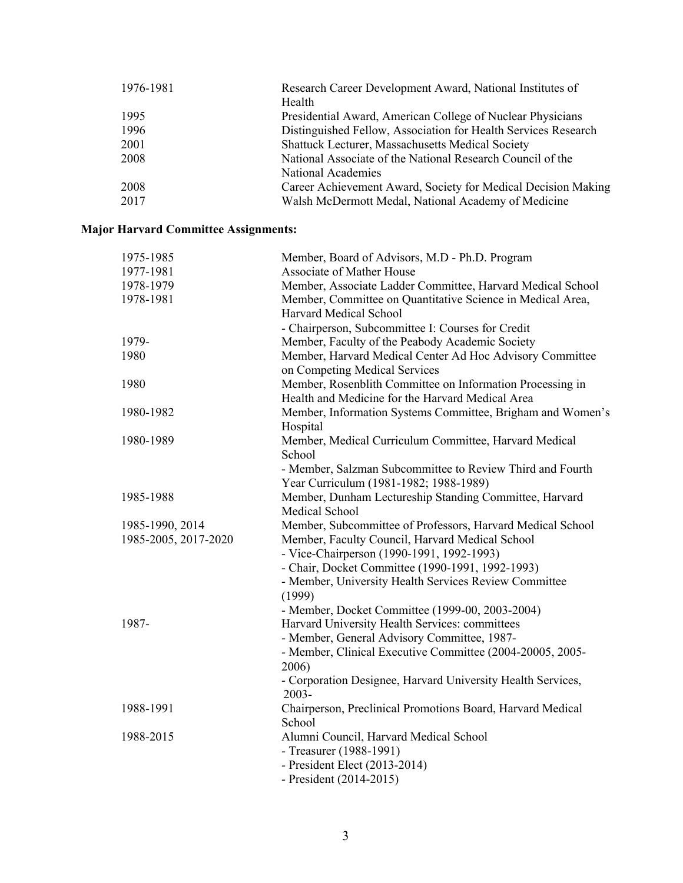| | |
|---|---|
| 1976-1981 | Research Career Development Award, National Institutes of Health |
| 1995 | Presidential Award, American College of Nuclear Physicians |
| 1996 | Distinguished Fellow, Association for Health Services Research |
| 2001 | Shattuck Lecturer, Massachusetts Medical Society |
| 2008 | National Associate of the National Research Council of the National Academies |
| 2008 | Career Achievement Award, Society for Medical Decision Making |
| 2017 | Walsh McDermott Medal, National Academy of Medicine |

**Major Harvard Committee Assignments:**

| | |
|---|---|
| 1975-1985 | Member, Board of Advisors, M.D - Ph.D. Program |
| 1977-1981 | Associate of Mather House |
| 1978-1979 | Member, Associate Ladder Committee, Harvard Medical School |
| 1978-1981 | Member, Committee on Quantitative Science in Medical Area, Harvard Medical School<br>- Chairperson, Subcommittee I: Courses for Credit |
| 1979- | Member, Faculty of the Peabody Academic Society |
| 1980 | Member, Harvard Medical Center Ad Hoc Advisory Committee on Competing Medical Services |
| 1980 | Member, Rosenblith Committee on Information Processing in Health and Medicine for the Harvard Medical Area |
| 1980-1982 | Member, Information Systems Committee, Brigham and Women's Hospital |
| 1980-1989 | Member, Medical Curriculum Committee, Harvard Medical School<br>- Member, Salzman Subcommittee to Review Third and Fourth Year Curriculum (1981-1982; 1988-1989) |
| 1985-1988 | Member, Dunham Lectureship Standing Committee, Harvard Medical School |
| 1985-1990, 2014 | Member, Subcommittee of Professors, Harvard Medical School |
| 1985-2005, 2017-2020 | Member, Faculty Council, Harvard Medical School<br>- Vice-Chairperson (1990-1991, 1992-1993)<br>- Chair, Docket Committee (1990-1991, 1992-1993)<br>- Member, University Health Services Review Committee (1999)<br>- Member, Docket Committee (1999-00, 2003-2004) |
| 1987- | Harvard University Health Services: committees<br>- Member, General Advisory Committee, 1987-<br>- Member, Clinical Executive Committee (2004-20005, 2005-2006)<br>- Corporation Designee, Harvard University Health Services, 2003- |
| 1988-1991 | Chairperson, Preclinical Promotions Board, Harvard Medical School |
| 1988-2015 | Alumni Council, Harvard Medical School<br>- Treasurer (1988-1991)<br>- President Elect (2013-2014)<br>- President (2014-2015) |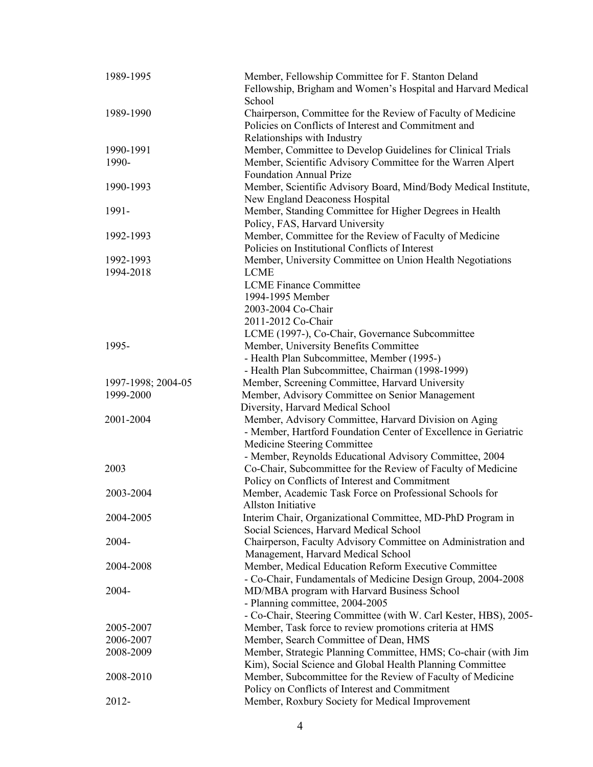| | |
|---|---|
| 1989-1995 | Member, Fellowship Committee for F. Stanton Deland Fellowship, Brigham and Women's Hospital and Harvard Medical School |
| 1989-1990 | Chairperson, Committee for the Review of Faculty of Medicine Policies on Conflicts of Interest and Commitment and Relationships with Industry |
| 1990-1991 | Member, Committee to Develop Guidelines for Clinical Trials |
| 1990- | Member, Scientific Advisory Committee for the Warren Alpert Foundation Annual Prize |
| 1990-1993 | Member, Scientific Advisory Board, Mind/Body Medical Institute, New England Deaconess Hospital |
| 1991- | Member, Standing Committee for Higher Degrees in Health Policy, FAS, Harvard University |
| 1992-1993 | Member, Committee for the Review of Faculty of Medicine Policies on Institutional Conflicts of Interest |
| 1992-1993 | Member, University Committee on Union Health Negotiations |
| 1994-2018 | LCME<br>LCME Finance Committee<br>1994-1995 Member<br>2003-2004 Co-Chair<br>2011-2012 Co-Chair<br>LCME (1997-), Co-Chair, Governance Subcommittee |
| 1995- | Member, University Benefits Committee<br>- Health Plan Subcommittee, Member (1995-)<br>- Health Plan Subcommittee, Chairman (1998-1999) |
| 1997-1998; 2004-05 | Member, Screening Committee, Harvard University |
| 1999-2000 | Member, Advisory Committee on Senior Management Diversity, Harvard Medical School |
| 2001-2004 | Member, Advisory Committee, Harvard Division on Aging<br>- Member, Hartford Foundation Center of Excellence in Geriatric Medicine Steering Committee<br>- Member, Reynolds Educational Advisory Committee, 2004 |
| 2003 | Co-Chair, Subcommittee for the Review of Faculty of Medicine Policy on Conflicts of Interest and Commitment |
| 2003-2004 | Member, Academic Task Force on Professional Schools for Allston Initiative |
| 2004-2005 | Interim Chair, Organizational Committee, MD-PhD Program in Social Sciences, Harvard Medical School |
| 2004- | Chairperson, Faculty Advisory Committee on Administration and Management, Harvard Medical School |
| 2004-2008 | Member, Medical Education Reform Executive Committee<br>- Co-Chair, Fundamentals of Medicine Design Group, 2004-2008 |
| 2004- | MD/MBA program with Harvard Business School<br>- Planning committee, 2004-2005<br>- Co-Chair, Steering Committee (with W. Carl Kester, HBS), 2005- |
| 2005-2007 | Member, Task force to review promotions criteria at HMS |
| 2006-2007 | Member, Search Committee of Dean, HMS |
| 2008-2009 | Member, Strategic Planning Committee, HMS; Co-chair (with Jim Kim), Social Science and Global Health Planning Committee |
| 2008-2010 | Member, Subcommittee for the Review of Faculty of Medicine Policy on Conflicts of Interest and Commitment |
| 2012- | Member, Roxbury Society for Medical Improvement |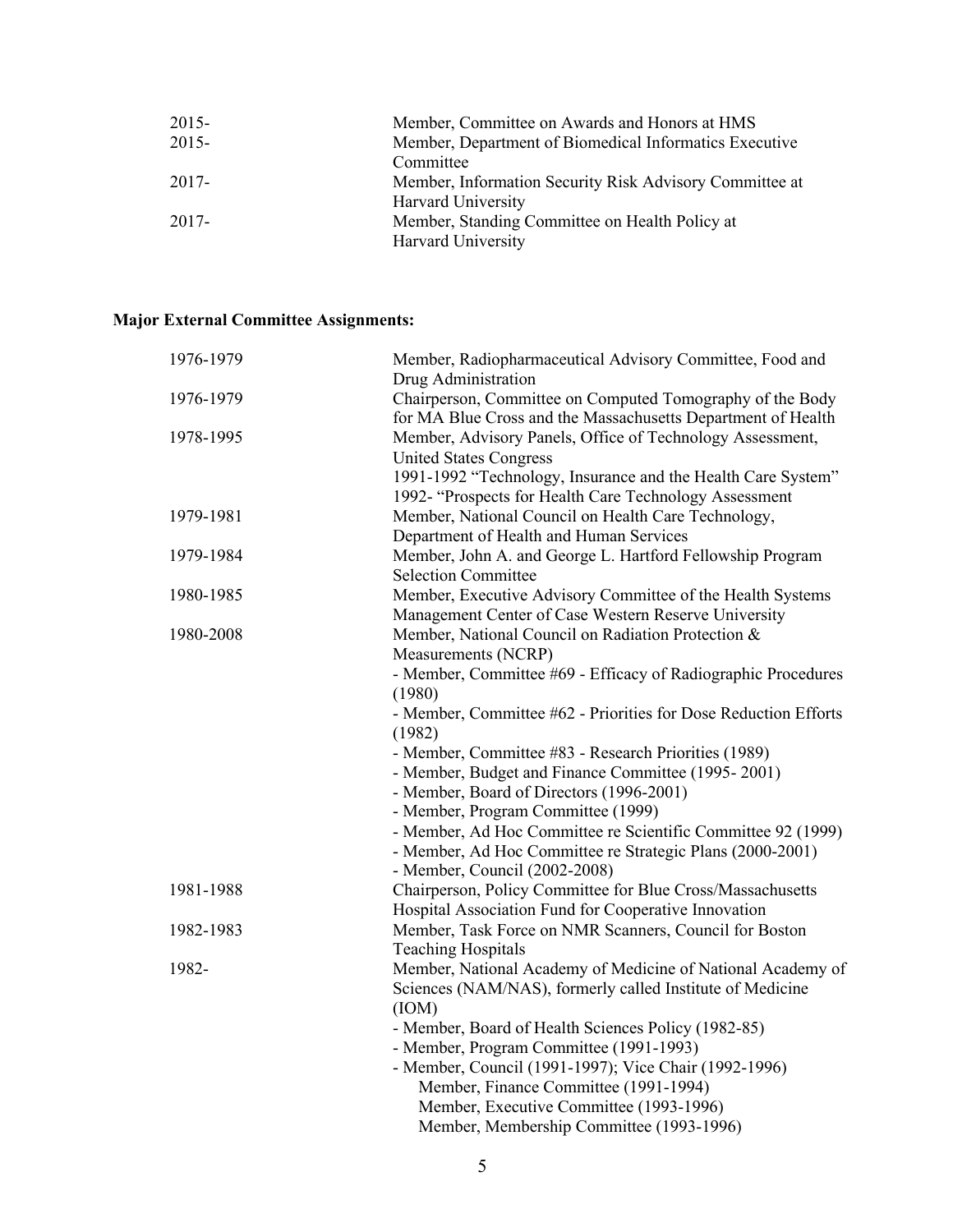| | |
|---|---|
| 2015- | Member, Committee on Awards and Honors at HMS |
| 2015- | Member, Department of Biomedical Informatics Executive Committee |
| 2017- | Member, Information Security Risk Advisory Committee at Harvard University |
| 2017- | Member, Standing Committee on Health Policy at Harvard University |

**Major External Committee Assignments:**

| | |
|---|---|
| 1976-1979 | Member, Radiopharmaceutical Advisory Committee, Food and Drug Administration |
| 1976-1979 | Chairperson, Committee on Computed Tomography of the Body for MA Blue Cross and the Massachusetts Department of Health |
| 1978-1995 | Member, Advisory Panels, Office of Technology Assessment, United States Congress<br>1991-1992 "Technology, Insurance and the Health Care System"<br>1992- "Prospects for Health Care Technology Assessment |
| 1979-1981 | Member, National Council on Health Care Technology, Department of Health and Human Services |
| 1979-1984 | Member, John A. and George L. Hartford Fellowship Program Selection Committee |
| 1980-1985 | Member, Executive Advisory Committee of the Health Systems Management Center of Case Western Reserve University |
| 1980-2008 | Member, National Council on Radiation Protection & Measurements (NCRP)<br>- Member, Committee #69 - Efficacy of Radiographic Procedures (1980)<br>- Member, Committee #62 - Priorities for Dose Reduction Efforts (1982)<br>- Member, Committee #83 - Research Priorities (1989)<br>- Member, Budget and Finance Committee (1995- 2001)<br>- Member, Board of Directors (1996-2001)<br>- Member, Program Committee (1999)<br>- Member, Ad Hoc Committee re Scientific Committee 92 (1999)<br>- Member, Ad Hoc Committee re Strategic Plans (2000-2001)<br>- Member, Council (2002-2008) |
| 1981-1988 | Chairperson, Policy Committee for Blue Cross/Massachusetts Hospital Association Fund for Cooperative Innovation |
| 1982-1983 | Member, Task Force on NMR Scanners, Council for Boston Teaching Hospitals |
| 1982- | Member, National Academy of Medicine of National Academy of Sciences (NAM/NAS), formerly called Institute of Medicine (IOM)<br>- Member, Board of Health Sciences Policy (1982-85)<br>- Member, Program Committee (1991-1993)<br>- Member, Council (1991-1997); Vice Chair (1992-1996)<br>Member, Finance Committee (1991-1994)<br>Member, Executive Committee (1993-1996)<br>Member, Membership Committee (1993-1996) |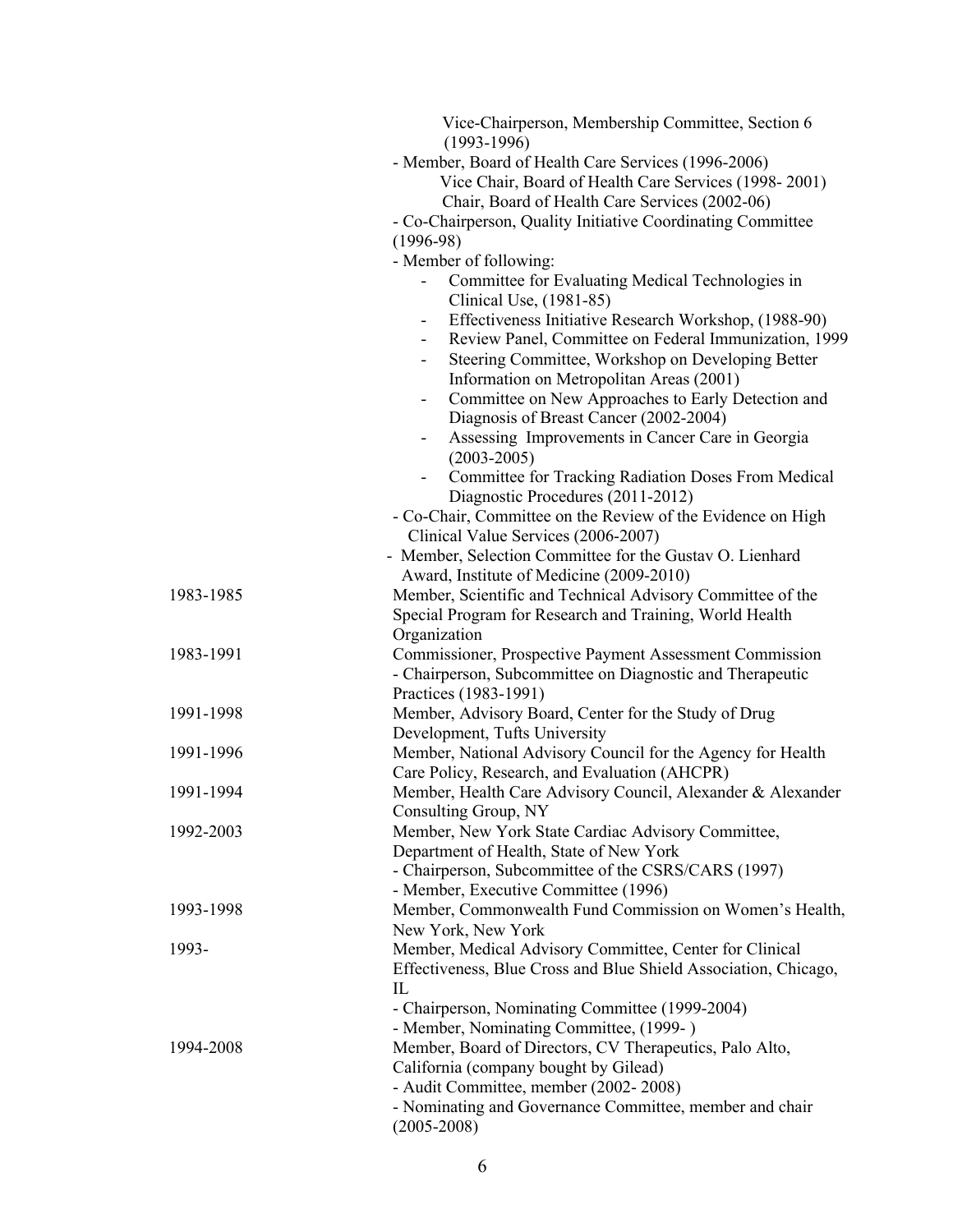Vice-Chairperson, Membership Committee, Section 6 (1993-1996)

- Member, Board of Health Care Services (1996-2006)
  - Vice Chair, Board of Health Care Services (1998- 2001)
  - Chair, Board of Health Care Services (2002-06)
- Co-Chairperson, Quality Initiative Coordinating Committee (1996-98)
- Member of following:
  - Committee for Evaluating Medical Technologies in Clinical Use, (1981-85)
  - Effectiveness Initiative Research Workshop, (1988-90)
  - Review Panel, Committee on Federal Immunization, 1999
  - Steering Committee, Workshop on Developing Better Information on Metropolitan Areas (2001)
  - Committee on New Approaches to Early Detection and Diagnosis of Breast Cancer (2002-2004)
  - Assessing Improvements in Cancer Care in Georgia (2003-2005)
  - Committee for Tracking Radiation Doses From Medical Diagnostic Procedures (2011-2012)
- Co-Chair, Committee on the Review of the Evidence on High Clinical Value Services (2006-2007)
- Member, Selection Committee for the Gustav O. Lienhard Award, Institute of Medicine (2009-2010)

| | |
|---|---|
| 1983-1985 | Member, Scientific and Technical Advisory Committee of the Special Program for Research and Training, World Health Organization |
| 1983-1991 | Commissioner, Prospective Payment Assessment Commission<br>- Chairperson, Subcommittee on Diagnostic and Therapeutic Practices (1983-1991) |
| 1991-1998 | Member, Advisory Board, Center for the Study of Drug Development, Tufts University |
| 1991-1996 | Member, National Advisory Council for the Agency for Health Care Policy, Research, and Evaluation (AHCPR) |
| 1991-1994 | Member, Health Care Advisory Council, Alexander & Alexander Consulting Group, NY |
| 1992-2003 | Member, New York State Cardiac Advisory Committee, Department of Health, State of New York<br>- Chairperson, Subcommittee of the CSRS/CARS (1997)<br>- Member, Executive Committee (1996) |
| 1993-1998 | Member, Commonwealth Fund Commission on Women's Health, New York, New York |
| 1993- | Member, Medical Advisory Committee, Center for Clinical Effectiveness, Blue Cross and Blue Shield Association, Chicago, IL<br>- Chairperson, Nominating Committee (1999-2004)<br>- Member, Nominating Committee, (1999- ) |
| 1994-2008 | Member, Board of Directors, CV Therapeutics, Palo Alto, California (company bought by Gilead)<br>- Audit Committee, member (2002- 2008)<br>- Nominating and Governance Committee, member and chair (2005-2008) |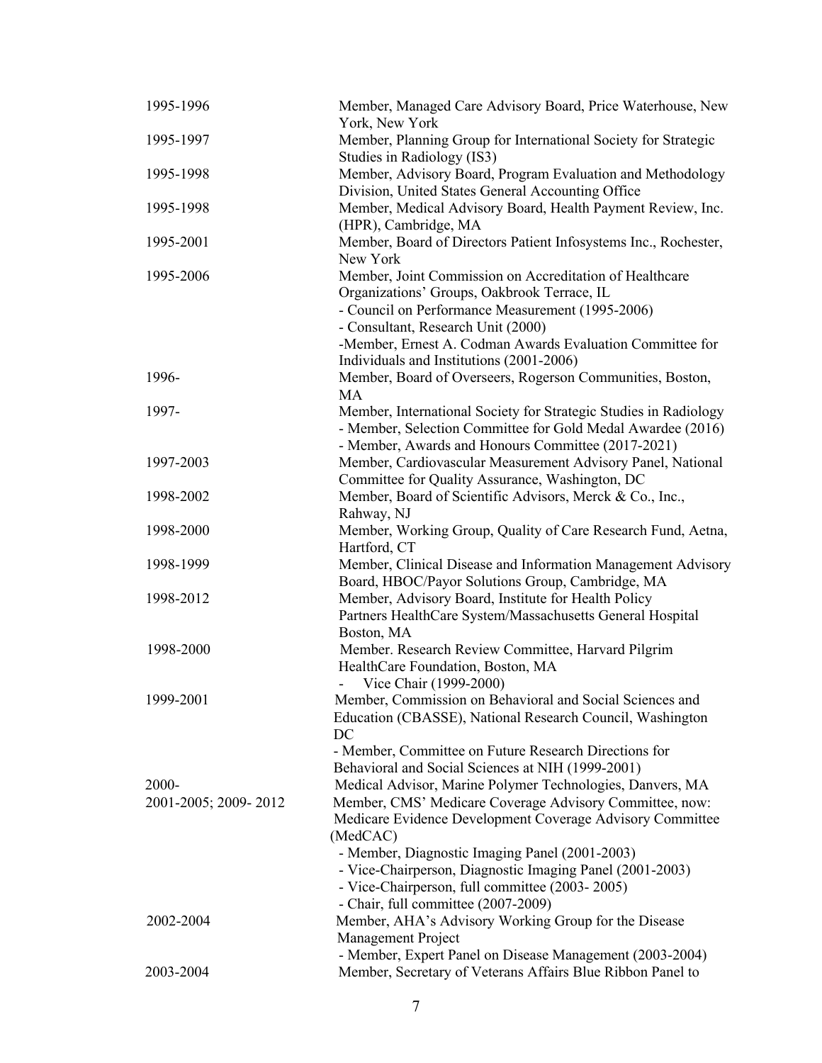| | |
|---|---|
| 1995-1996 | Member, Managed Care Advisory Board, Price Waterhouse, New York, New York |
| 1995-1997 | Member, Planning Group for International Society for Strategic Studies in Radiology (IS3) |
| 1995-1998 | Member, Advisory Board, Program Evaluation and Methodology Division, United States General Accounting Office |
| 1995-1998 | Member, Medical Advisory Board, Health Payment Review, Inc. (HPR), Cambridge, MA |
| 1995-2001 | Member, Board of Directors Patient Infosystems Inc., Rochester, New York |
| 1995-2006 | Member, Joint Commission on Accreditation of Healthcare Organizations' Groups, Oakbrook Terrace, IL<br>- Council on Performance Measurement (1995-2006)<br>- Consultant, Research Unit (2000)<br>-Member, Ernest A. Codman Awards Evaluation Committee for Individuals and Institutions (2001-2006) |
| 1996- | Member, Board of Overseers, Rogerson Communities, Boston, MA |
| 1997- | Member, International Society for Strategic Studies in Radiology<br>- Member, Selection Committee for Gold Medal Awardee (2016)<br>- Member, Awards and Honours Committee (2017-2021) |
| 1997-2003 | Member, Cardiovascular Measurement Advisory Panel, National Committee for Quality Assurance, Washington, DC |
| 1998-2002 | Member, Board of Scientific Advisors, Merck & Co., Inc., Rahway, NJ |
| 1998-2000 | Member, Working Group, Quality of Care Research Fund, Aetna, Hartford, CT |
| 1998-1999 | Member, Clinical Disease and Information Management Advisory Board, HBOC/Payor Solutions Group, Cambridge, MA |
| 1998-2012 | Member, Advisory Board, Institute for Health Policy Partners HealthCare System/Massachusetts General Hospital Boston, MA |
| 1998-2000 | Member. Research Review Committee, Harvard Pilgrim HealthCare Foundation, Boston, MA<br>- Vice Chair (1999-2000) |
| 1999-2001 | Member, Commission on Behavioral and Social Sciences and Education (CBASSE), National Research Council, Washington DC<br>- Member, Committee on Future Research Directions for Behavioral and Social Sciences at NIH (1999-2001) |
| 2000- | Medical Advisor, Marine Polymer Technologies, Danvers, MA |
| 2001-2005; 2009- 2012 | Member, CMS' Medicare Coverage Advisory Committee, now: Medicare Evidence Development Coverage Advisory Committee (MedCAC)<br>- Member, Diagnostic Imaging Panel (2001-2003)<br>- Vice-Chairperson, Diagnostic Imaging Panel (2001-2003)<br>- Vice-Chairperson, full committee (2003- 2005)<br>- Chair, full committee (2007-2009) |
| 2002-2004 | Member, AHA's Advisory Working Group for the Disease Management Project<br>- Member, Expert Panel on Disease Management (2003-2004) |
| 2003-2004 | Member, Secretary of Veterans Affairs Blue Ribbon Panel to |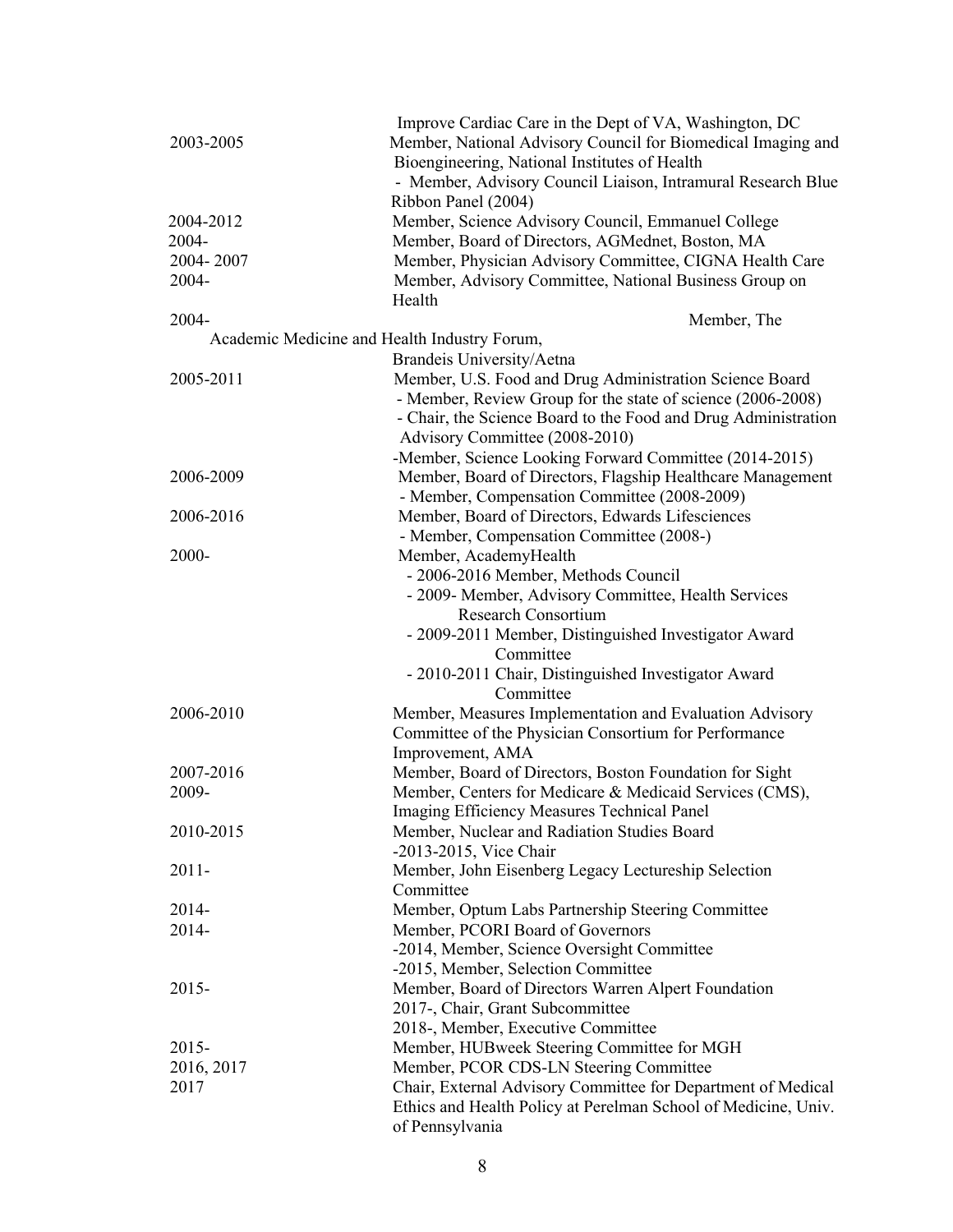| | |
|---|---|
| | Improve Cardiac Care in the Dept of VA, Washington, DC |
| 2003-2005 | Member, National Advisory Council for Biomedical Imaging and Bioengineering, National Institutes of Health<br>- Member, Advisory Council Liaison, Intramural Research Blue Ribbon Panel (2004) |
| 2004-2012 | Member, Science Advisory Council, Emmanuel College |
| 2004- | Member, Board of Directors, AGMednet, Boston, MA |
| 2004- 2007 | Member, Physician Advisory Committee, CIGNA Health Care |
| 2004- | Member, Advisory Committee, National Business Group on Health |
| 2004- | Member, The Academic Medicine and Health Industry Forum, Brandeis University/Aetna |
| 2005-2011 | Member, U.S. Food and Drug Administration Science Board<br>- Member, Review Group for the state of science (2006-2008)<br>- Chair, the Science Board to the Food and Drug Administration Advisory Committee (2008-2010)<br>-Member, Science Looking Forward Committee (2014-2015) |
| 2006-2009 | Member, Board of Directors, Flagship Healthcare Management<br>- Member, Compensation Committee (2008-2009) |
| 2006-2016 | Member, Board of Directors, Edwards Lifesciences<br>- Member, Compensation Committee (2008-) |
| 2000- | Member, AcademyHealth<br>- 2006-2016 Member, Methods Council<br>- 2009- Member, Advisory Committee, Health Services Research Consortium<br>- 2009-2011 Member, Distinguished Investigator Award Committee<br>- 2010-2011 Chair, Distinguished Investigator Award Committee |
| 2006-2010 | Member, Measures Implementation and Evaluation Advisory Committee of the Physician Consortium for Performance Improvement, AMA |
| 2007-2016 | Member, Board of Directors, Boston Foundation for Sight |
| 2009- | Member, Centers for Medicare & Medicaid Services (CMS), Imaging Efficiency Measures Technical Panel |
| 2010-2015 | Member, Nuclear and Radiation Studies Board<br>-2013-2015, Vice Chair |
| 2011- | Member, John Eisenberg Legacy Lectureship Selection Committee |
| 2014- | Member, Optum Labs Partnership Steering Committee |
| 2014- | Member, PCORI Board of Governors<br>-2014, Member, Science Oversight Committee<br>-2015, Member, Selection Committee |
| 2015- | Member, Board of Directors Warren Alpert Foundation<br>2017-, Chair, Grant Subcommittee<br>2018-, Member, Executive Committee |
| 2015- | Member, HUBweek Steering Committee for MGH |
| 2016, 2017 | Member, PCOR CDS-LN Steering Committee |
| 2017 | Chair, External Advisory Committee for Department of Medical Ethics and Health Policy at Perelman School of Medicine, Univ. of Pennsylvania |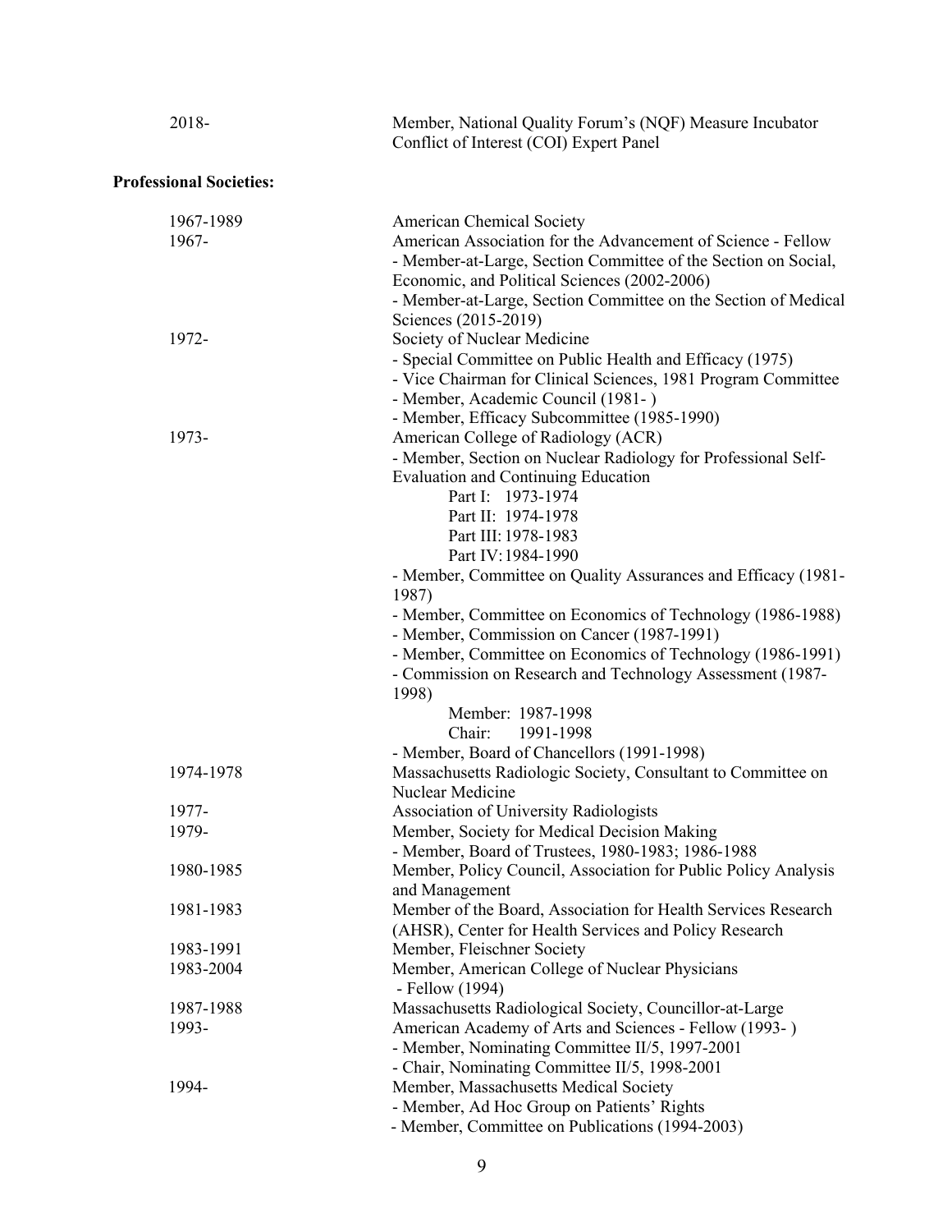| | |
|---|---|
| 2018- | Member, National Quality Forum's (NQF) Measure Incubator Conflict of Interest (COI) Expert Panel |

**Professional Societies:**

| | |
|---|---|
| 1967-1989 | American Chemical Society |
| 1967- | American Association for the Advancement of Science - Fellow<br>- Member-at-Large, Section Committee of the Section on Social, Economic, and Political Sciences (2002-2006)<br>- Member-at-Large, Section Committee on the Section of Medical Sciences (2015-2019) |
| 1972- | Society of Nuclear Medicine<br>- Special Committee on Public Health and Efficacy (1975)<br>- Vice Chairman for Clinical Sciences, 1981 Program Committee<br>- Member, Academic Council (1981- )<br>- Member, Efficacy Subcommittee (1985-1990) |
| 1973- | American College of Radiology (ACR)<br>- Member, Section on Nuclear Radiology for Professional Self-Evaluation and Continuing Education<br>Part I: 1973-1974<br>Part II: 1974-1978<br>Part III: 1978-1983<br>Part IV: 1984-1990<br>- Member, Committee on Quality Assurances and Efficacy (1981-1987)<br>- Member, Committee on Economics of Technology (1986-1988)<br>- Member, Commission on Cancer (1987-1991)<br>- Member, Committee on Economics of Technology (1986-1991)<br>- Commission on Research and Technology Assessment (1987-1998)<br>Member: 1987-1998<br>Chair: 1991-1998<br>- Member, Board of Chancellors (1991-1998) |
| 1974-1978 | Massachusetts Radiologic Society, Consultant to Committee on Nuclear Medicine |
| 1977- | Association of University Radiologists |
| 1979- | Member, Society for Medical Decision Making<br>- Member, Board of Trustees, 1980-1983; 1986-1988 |
| 1980-1985 | Member, Policy Council, Association for Public Policy Analysis and Management |
| 1981-1983 | Member of the Board, Association for Health Services Research (AHSR), Center for Health Services and Policy Research |
| 1983-1991 | Member, Fleischner Society |
| 1983-2004 | Member, American College of Nuclear Physicians<br>- Fellow (1994) |
| 1987-1988 | Massachusetts Radiological Society, Councillor-at-Large |
| 1993- | American Academy of Arts and Sciences - Fellow (1993- )<br>- Member, Nominating Committee II/5, 1997-2001<br>- Chair, Nominating Committee II/5, 1998-2001 |
| 1994- | Member, Massachusetts Medical Society<br>- Member, Ad Hoc Group on Patients' Rights<br>- Member, Committee on Publications (1994-2003) |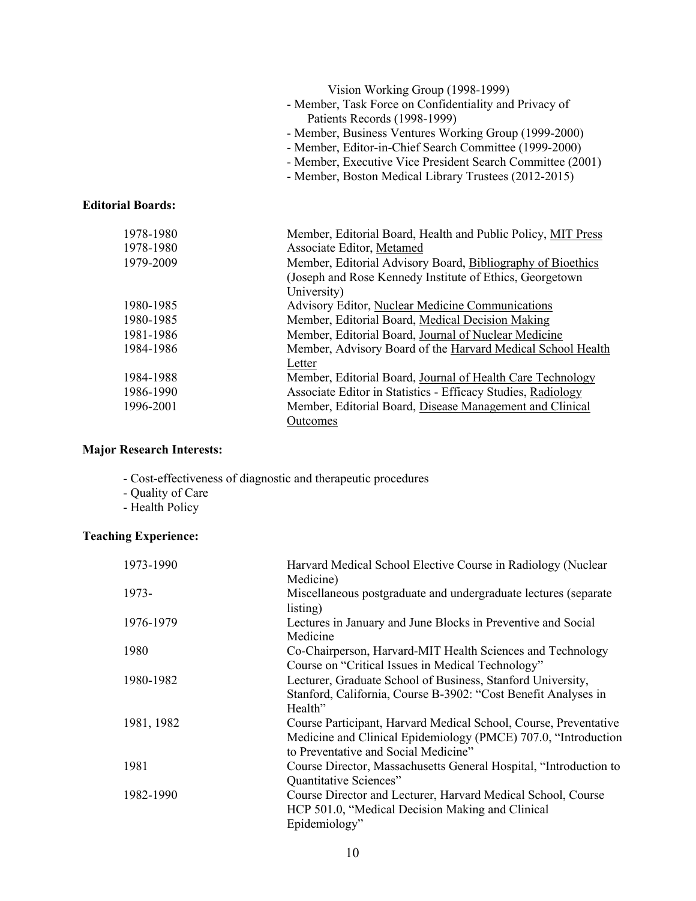Vision Working Group (1998-1999)
- Member, Task Force on Confidentiality and Privacy of Patients Records (1998-1999)
- Member, Business Ventures Working Group (1999-2000)
- Member, Editor-in-Chief Search Committee (1999-2000)
- Member, Executive Vice President Search Committee (2001)
- Member, Boston Medical Library Trustees (2012-2015)

**Editorial Boards:**

| | |
|---|---|
| 1978-1980 | Member, Editorial Board, Health and Public Policy, MIT Press |
| 1978-1980 | Associate Editor, Metamed |
| 1979-2009 | Member, Editorial Advisory Board, Bibliography of Bioethics (Joseph and Rose Kennedy Institute of Ethics, Georgetown University) |
| 1980-1985 | Advisory Editor, Nuclear Medicine Communications |
| 1980-1985 | Member, Editorial Board, Medical Decision Making |
| 1981-1986 | Member, Editorial Board, Journal of Nuclear Medicine |
| 1984-1986 | Member, Advisory Board of the Harvard Medical School Health Letter |
| 1984-1988 | Member, Editorial Board, Journal of Health Care Technology |
| 1986-1990 | Associate Editor in Statistics - Efficacy Studies, Radiology |
| 1996-2001 | Member, Editorial Board, Disease Management and Clinical Outcomes |

**Major Research Interests:**

- Cost-effectiveness of diagnostic and therapeutic procedures
- Quality of Care
- Health Policy

**Teaching Experience:**

| | |
|---|---|
| 1973-1990 | Harvard Medical School Elective Course in Radiology (Nuclear Medicine) |
| 1973- | Miscellaneous postgraduate and undergraduate lectures (separate listing) |
| 1976-1979 | Lectures in January and June Blocks in Preventive and Social Medicine |
| 1980 | Co-Chairperson, Harvard-MIT Health Sciences and Technology Course on "Critical Issues in Medical Technology" |
| 1980-1982 | Lecturer, Graduate School of Business, Stanford University, Stanford, California, Course B-3902: "Cost Benefit Analyses in Health" |
| 1981, 1982 | Course Participant, Harvard Medical School, Course, Preventative Medicine and Clinical Epidemiology (PMCE) 707.0, "Introduction to Preventative and Social Medicine" |
| 1981 | Course Director, Massachusetts General Hospital, "Introduction to Quantitative Sciences" |
| 1982-1990 | Course Director and Lecturer, Harvard Medical School, Course HCP 501.0, "Medical Decision Making and Clinical Epidemiology" |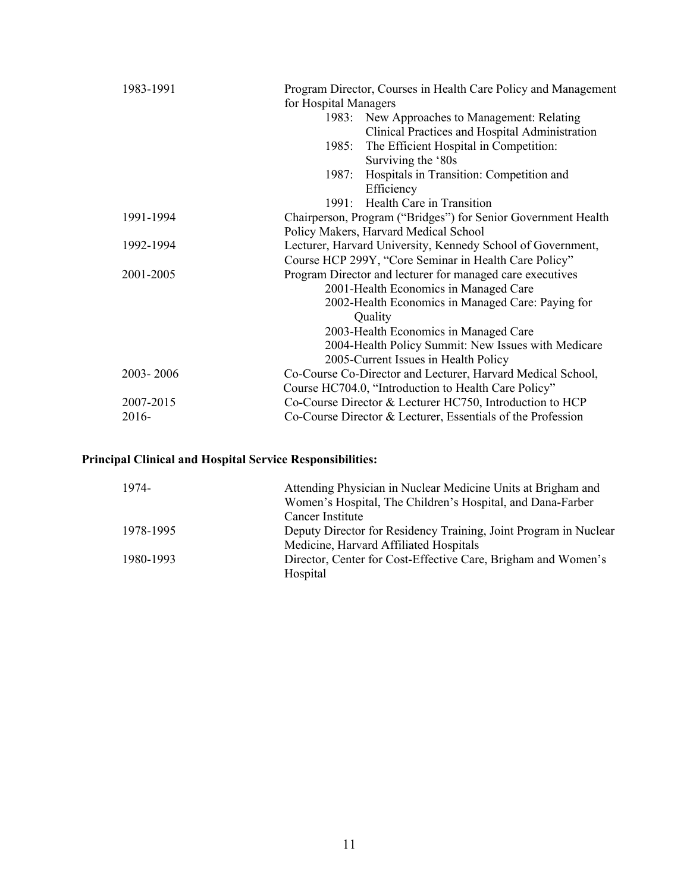| | |
|---|---|
| 1983-1991 | Program Director, Courses in Health Care Policy and Management for Hospital Managers<br>1983: New Approaches to Management: Relating Clinical Practices and Hospital Administration<br>1985: The Efficient Hospital in Competition: Surviving the '80s<br>1987: Hospitals in Transition: Competition and Efficiency<br>1991: Health Care in Transition |
| 1991-1994 | Chairperson, Program ("Bridges") for Senior Government Health Policy Makers, Harvard Medical School |
| 1992-1994 | Lecturer, Harvard University, Kennedy School of Government, Course HCP 299Y, "Core Seminar in Health Care Policy" |
| 2001-2005 | Program Director and lecturer for managed care executives<br>2001-Health Economics in Managed Care<br>2002-Health Economics in Managed Care: Paying for Quality<br>2003-Health Economics in Managed Care<br>2004-Health Policy Summit: New Issues with Medicare<br>2005-Current Issues in Health Policy |
| 2003- 2006 | Co-Course Co-Director and Lecturer, Harvard Medical School, Course HC704.0, "Introduction to Health Care Policy" |
| 2007-2015 | Co-Course Director & Lecturer HC750, Introduction to HCP |
| 2016- | Co-Course Director & Lecturer, Essentials of the Profession |

**Principal Clinical and Hospital Service Responsibilities:**

| | |
|---|---|
| 1974- | Attending Physician in Nuclear Medicine Units at Brigham and Women's Hospital, The Children's Hospital, and Dana-Farber Cancer Institute |
| 1978-1995 | Deputy Director for Residency Training, Joint Program in Nuclear Medicine, Harvard Affiliated Hospitals |
| 1980-1993 | Director, Center for Cost-Effective Care, Brigham and Women's Hospital |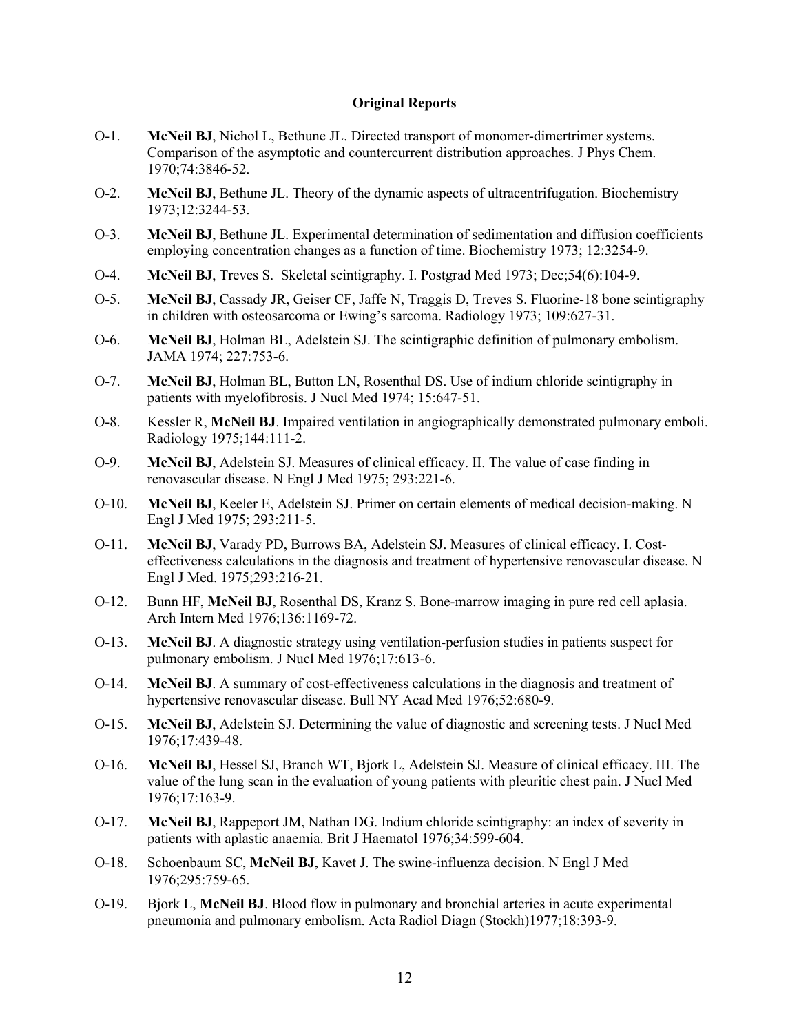### Original Reports

O-1. **McNeil BJ**, Nichol L, Bethune JL. Directed transport of monomer-dimertrimer systems. Comparison of the asymptotic and countercurrent distribution approaches. J Phys Chem. 1970;74:3846-52.

O-2. **McNeil BJ**, Bethune JL. Theory of the dynamic aspects of ultracentrifugation. Biochemistry 1973;12:3244-53.

O-3. **McNeil BJ**, Bethune JL. Experimental determination of sedimentation and diffusion coefficients employing concentration changes as a function of time. Biochemistry 1973; 12:3254-9.

O-4. **McNeil BJ**, Treves S. Skeletal scintigraphy. I. Postgrad Med 1973; Dec;54(6):104-9.

O-5. **McNeil BJ**, Cassady JR, Geiser CF, Jaffe N, Traggis D, Treves S. Fluorine-18 bone scintigraphy in children with osteosarcoma or Ewing's sarcoma. Radiology 1973; 109:627-31.

O-6. **McNeil BJ**, Holman BL, Adelstein SJ. The scintigraphic definition of pulmonary embolism. JAMA 1974; 227:753-6.

O-7. **McNeil BJ**, Holman BL, Button LN, Rosenthal DS. Use of indium chloride scintigraphy in patients with myelofibrosis. J Nucl Med 1974; 15:647-51.

O-8. Kessler R, **McNeil BJ**. Impaired ventilation in angiographically demonstrated pulmonary emboli. Radiology 1975;144:111-2.

O-9. **McNeil BJ**, Adelstein SJ. Measures of clinical efficacy. II. The value of case finding in renovascular disease. N Engl J Med 1975; 293:221-6.

O-10. **McNeil BJ**, Keeler E, Adelstein SJ. Primer on certain elements of medical decision-making. N Engl J Med 1975; 293:211-5.

O-11. **McNeil BJ**, Varady PD, Burrows BA, Adelstein SJ. Measures of clinical efficacy. I. Cost-effectiveness calculations in the diagnosis and treatment of hypertensive renovascular disease. N Engl J Med. 1975;293:216-21.

O-12. Bunn HF, **McNeil BJ**, Rosenthal DS, Kranz S. Bone-marrow imaging in pure red cell aplasia. Arch Intern Med 1976;136:1169-72.

O-13. **McNeil BJ**. A diagnostic strategy using ventilation-perfusion studies in patients suspect for pulmonary embolism. J Nucl Med 1976;17:613-6.

O-14. **McNeil BJ**. A summary of cost-effectiveness calculations in the diagnosis and treatment of hypertensive renovascular disease. Bull NY Acad Med 1976;52:680-9.

O-15. **McNeil BJ**, Adelstein SJ. Determining the value of diagnostic and screening tests. J Nucl Med 1976;17:439-48.

O-16. **McNeil BJ**, Hessel SJ, Branch WT, Bjork L, Adelstein SJ. Measure of clinical efficacy. III. The value of the lung scan in the evaluation of young patients with pleuritic chest pain. J Nucl Med 1976;17:163-9.

O-17. **McNeil BJ**, Rappeport JM, Nathan DG. Indium chloride scintigraphy: an index of severity in patients with aplastic anaemia. Brit J Haematol 1976;34:599-604.

O-18. Schoenbaum SC, **McNeil BJ**, Kavet J. The swine-influenza decision. N Engl J Med 1976;295:759-65.

O-19. Bjork L, **McNeil BJ**. Blood flow in pulmonary and bronchial arteries in acute experimental pneumonia and pulmonary embolism. Acta Radiol Diagn (Stockh)1977;18:393-9.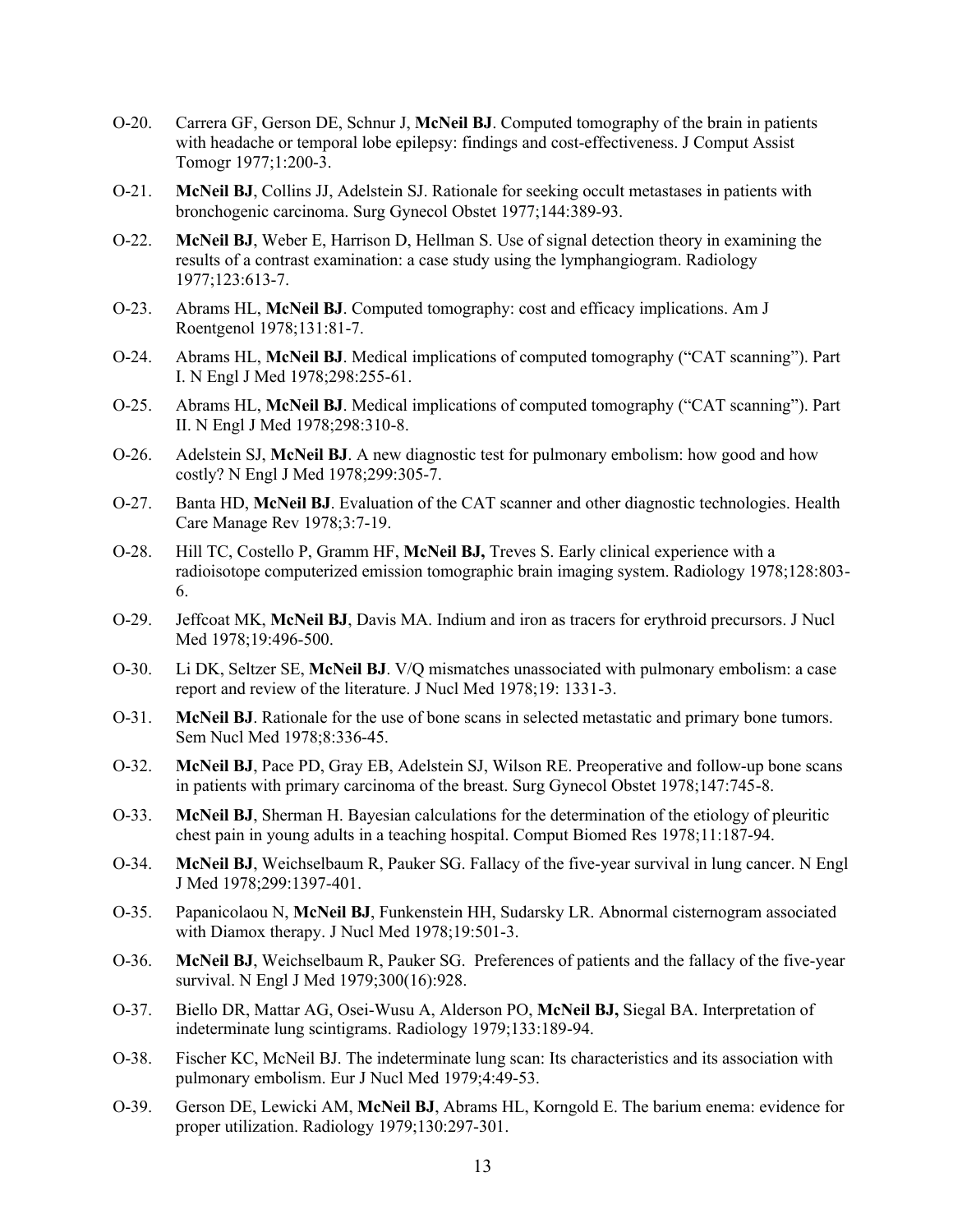O-20. Carrera GF, Gerson DE, Schnur J, **McNeil BJ**. Computed tomography of the brain in patients with headache or temporal lobe epilepsy: findings and cost-effectiveness. J Comput Assist Tomogr 1977;1:200-3.

O-21. **McNeil BJ**, Collins JJ, Adelstein SJ. Rationale for seeking occult metastases in patients with bronchogenic carcinoma. Surg Gynecol Obstet 1977;144:389-93.

O-22. **McNeil BJ**, Weber E, Harrison D, Hellman S. Use of signal detection theory in examining the results of a contrast examination: a case study using the lymphangiogram. Radiology 1977;123:613-7.

O-23. Abrams HL, **McNeil BJ**. Computed tomography: cost and efficacy implications. Am J Roentgenol 1978;131:81-7.

O-24. Abrams HL, **McNeil BJ**. Medical implications of computed tomography ("CAT scanning"). Part I. N Engl J Med 1978;298:255-61.

O-25. Abrams HL, **McNeil BJ**. Medical implications of computed tomography ("CAT scanning"). Part II. N Engl J Med 1978;298:310-8.

O-26. Adelstein SJ, **McNeil BJ**. A new diagnostic test for pulmonary embolism: how good and how costly? N Engl J Med 1978;299:305-7.

O-27. Banta HD, **McNeil BJ**. Evaluation of the CAT scanner and other diagnostic technologies. Health Care Manage Rev 1978;3:7-19.

O-28. Hill TC, Costello P, Gramm HF, **McNeil BJ,** Treves S. Early clinical experience with a radioisotope computerized emission tomographic brain imaging system. Radiology 1978;128:803-6.

O-29. Jeffcoat MK, **McNeil BJ**, Davis MA. Indium and iron as tracers for erythroid precursors. J Nucl Med 1978;19:496-500.

O-30. Li DK, Seltzer SE, **McNeil BJ**. V/Q mismatches unassociated with pulmonary embolism: a case report and review of the literature. J Nucl Med 1978;19: 1331-3.

O-31. **McNeil BJ**. Rationale for the use of bone scans in selected metastatic and primary bone tumors. Sem Nucl Med 1978;8:336-45.

O-32. **McNeil BJ**, Pace PD, Gray EB, Adelstein SJ, Wilson RE. Preoperative and follow-up bone scans in patients with primary carcinoma of the breast. Surg Gynecol Obstet 1978;147:745-8.

O-33. **McNeil BJ**, Sherman H. Bayesian calculations for the determination of the etiology of pleuritic chest pain in young adults in a teaching hospital. Comput Biomed Res 1978;11:187-94.

O-34. **McNeil BJ**, Weichselbaum R, Pauker SG. Fallacy of the five-year survival in lung cancer. N Engl J Med 1978;299:1397-401.

O-35. Papanicolaou N, **McNeil BJ**, Funkenstein HH, Sudarsky LR. Abnormal cisternogram associated with Diamox therapy. J Nucl Med 1978;19:501-3.

O-36. **McNeil BJ**, Weichselbaum R, Pauker SG. Preferences of patients and the fallacy of the five-year survival. N Engl J Med 1979;300(16):928.

O-37. Biello DR, Mattar AG, Osei-Wusu A, Alderson PO, **McNeil BJ,** Siegal BA. Interpretation of indeterminate lung scintigrams. Radiology 1979;133:189-94.

O-38. Fischer KC, McNeil BJ. The indeterminate lung scan: Its characteristics and its association with pulmonary embolism. Eur J Nucl Med 1979;4:49-53.

O-39. Gerson DE, Lewicki AM, **McNeil BJ**, Abrams HL, Korngold E. The barium enema: evidence for proper utilization. Radiology 1979;130:297-301.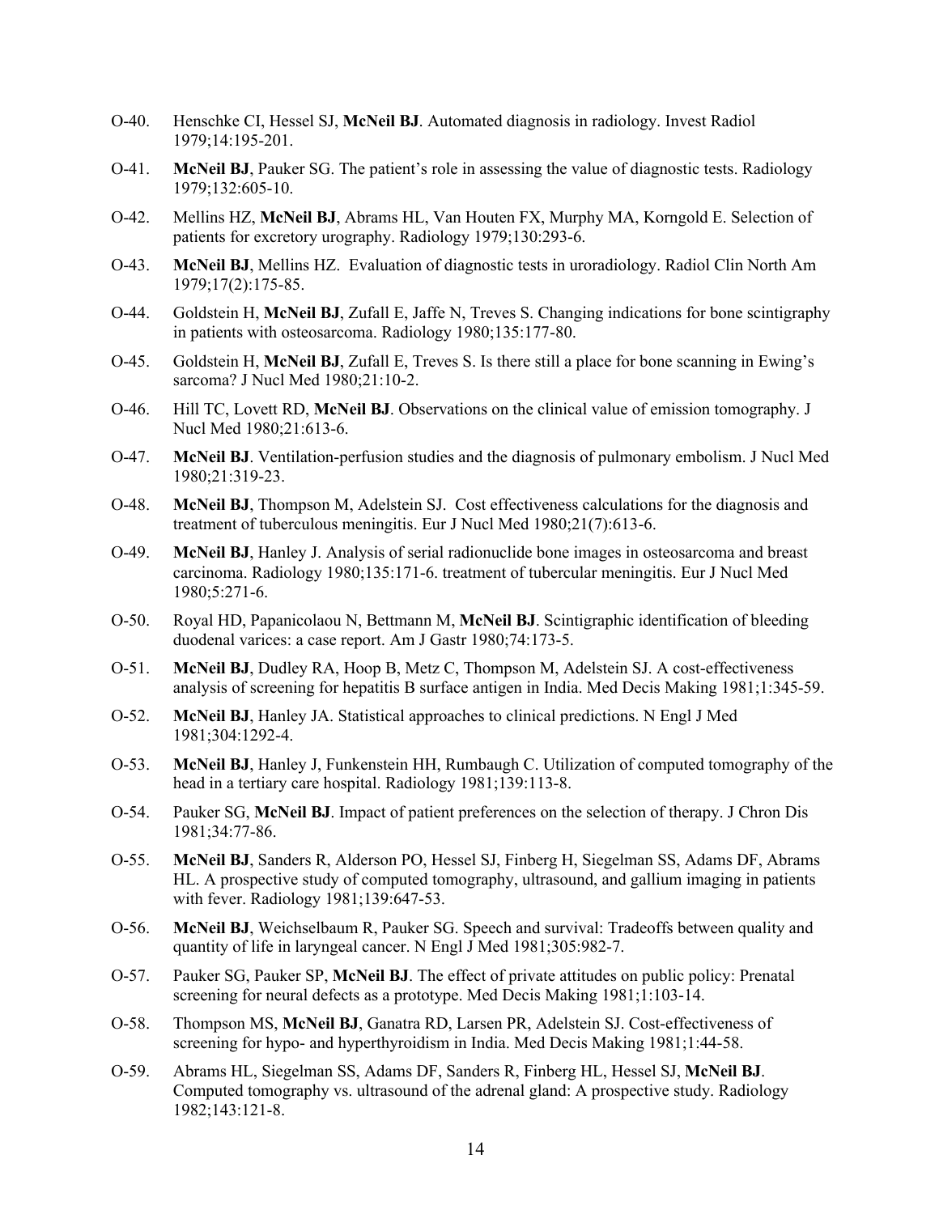O-40. Henschke CI, Hessel SJ, **McNeil BJ**. Automated diagnosis in radiology. Invest Radiol 1979;14:195-201.

O-41. **McNeil BJ**, Pauker SG. The patient's role in assessing the value of diagnostic tests. Radiology 1979;132:605-10.

O-42. Mellins HZ, **McNeil BJ**, Abrams HL, Van Houten FX, Murphy MA, Korngold E. Selection of patients for excretory urography. Radiology 1979;130:293-6.

O-43. **McNeil BJ**, Mellins HZ. Evaluation of diagnostic tests in uroradiology. Radiol Clin North Am 1979;17(2):175-85.

O-44. Goldstein H, **McNeil BJ**, Zufall E, Jaffe N, Treves S. Changing indications for bone scintigraphy in patients with osteosarcoma. Radiology 1980;135:177-80.

O-45. Goldstein H, **McNeil BJ**, Zufall E, Treves S. Is there still a place for bone scanning in Ewing's sarcoma? J Nucl Med 1980;21:10-2.

O-46. Hill TC, Lovett RD, **McNeil BJ**. Observations on the clinical value of emission tomography. J Nucl Med 1980;21:613-6.

O-47. **McNeil BJ**. Ventilation-perfusion studies and the diagnosis of pulmonary embolism. J Nucl Med 1980;21:319-23.

O-48. **McNeil BJ**, Thompson M, Adelstein SJ. Cost effectiveness calculations for the diagnosis and treatment of tuberculous meningitis. Eur J Nucl Med 1980;21(7):613-6.

O-49. **McNeil BJ**, Hanley J. Analysis of serial radionuclide bone images in osteosarcoma and breast carcinoma. Radiology 1980;135:171-6. treatment of tubercular meningitis. Eur J Nucl Med 1980;5:271-6.

O-50. Royal HD, Papanicolaou N, Bettmann M, **McNeil BJ**. Scintigraphic identification of bleeding duodenal varices: a case report. Am J Gastr 1980;74:173-5.

O-51. **McNeil BJ**, Dudley RA, Hoop B, Metz C, Thompson M, Adelstein SJ. A cost-effectiveness analysis of screening for hepatitis B surface antigen in India. Med Decis Making 1981;1:345-59.

O-52. **McNeil BJ**, Hanley JA. Statistical approaches to clinical predictions. N Engl J Med 1981;304:1292-4.

O-53. **McNeil BJ**, Hanley J, Funkenstein HH, Rumbaugh C. Utilization of computed tomography of the head in a tertiary care hospital. Radiology 1981;139:113-8.

O-54. Pauker SG, **McNeil BJ**. Impact of patient preferences on the selection of therapy. J Chron Dis 1981;34:77-86.

O-55. **McNeil BJ**, Sanders R, Alderson PO, Hessel SJ, Finberg H, Siegelman SS, Adams DF, Abrams HL. A prospective study of computed tomography, ultrasound, and gallium imaging in patients with fever. Radiology 1981;139:647-53.

O-56. **McNeil BJ**, Weichselbaum R, Pauker SG. Speech and survival: Tradeoffs between quality and quantity of life in laryngeal cancer. N Engl J Med 1981;305:982-7.

O-57. Pauker SG, Pauker SP, **McNeil BJ**. The effect of private attitudes on public policy: Prenatal screening for neural defects as a prototype. Med Decis Making 1981;1:103-14.

O-58. Thompson MS, **McNeil BJ**, Ganatra RD, Larsen PR, Adelstein SJ. Cost-effectiveness of screening for hypo- and hyperthyroidism in India. Med Decis Making 1981;1:44-58.

O-59. Abrams HL, Siegelman SS, Adams DF, Sanders R, Finberg HL, Hessel SJ, **McNeil BJ**. Computed tomography vs. ultrasound of the adrenal gland: A prospective study. Radiology 1982;143:121-8.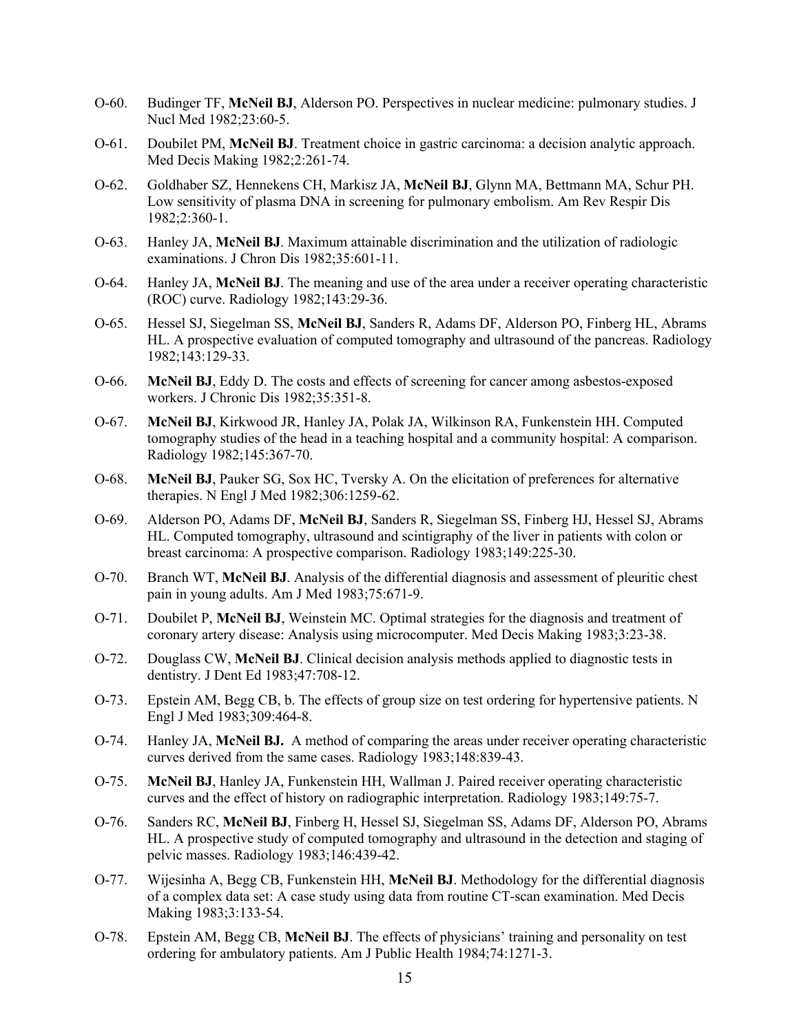O-60. Budinger TF, **McNeil BJ**, Alderson PO. Perspectives in nuclear medicine: pulmonary studies. J Nucl Med 1982;23:60-5.

O-61. Doubilet PM, **McNeil BJ**. Treatment choice in gastric carcinoma: a decision analytic approach. Med Decis Making 1982;2:261-74.

O-62. Goldhaber SZ, Hennekens CH, Markisz JA, **McNeil BJ**, Glynn MA, Bettmann MA, Schur PH. Low sensitivity of plasma DNA in screening for pulmonary embolism. Am Rev Respir Dis 1982;2:360-1.

O-63. Hanley JA, **McNeil BJ**. Maximum attainable discrimination and the utilization of radiologic examinations. J Chron Dis 1982;35:601-11.

O-64. Hanley JA, **McNeil BJ**. The meaning and use of the area under a receiver operating characteristic (ROC) curve. Radiology 1982;143:29-36.

O-65. Hessel SJ, Siegelman SS, **McNeil BJ**, Sanders R, Adams DF, Alderson PO, Finberg HL, Abrams HL. A prospective evaluation of computed tomography and ultrasound of the pancreas. Radiology 1982;143:129-33.

O-66. **McNeil BJ**, Eddy D. The costs and effects of screening for cancer among asbestos-exposed workers. J Chronic Dis 1982;35:351-8.

O-67. **McNeil BJ**, Kirkwood JR, Hanley JA, Polak JA, Wilkinson RA, Funkenstein HH. Computed tomography studies of the head in a teaching hospital and a community hospital: A comparison. Radiology 1982;145:367-70.

O-68. **McNeil BJ**, Pauker SG, Sox HC, Tversky A. On the elicitation of preferences for alternative therapies. N Engl J Med 1982;306:1259-62.

O-69. Alderson PO, Adams DF, **McNeil BJ**, Sanders R, Siegelman SS, Finberg HJ, Hessel SJ, Abrams HL. Computed tomography, ultrasound and scintigraphy of the liver in patients with colon or breast carcinoma: A prospective comparison. Radiology 1983;149:225-30.

O-70. Branch WT, **McNeil BJ**. Analysis of the differential diagnosis and assessment of pleuritic chest pain in young adults. Am J Med 1983;75:671-9.

O-71. Doubilet P, **McNeil BJ**, Weinstein MC. Optimal strategies for the diagnosis and treatment of coronary artery disease: Analysis using microcomputer. Med Decis Making 1983;3:23-38.

O-72. Douglass CW, **McNeil BJ**. Clinical decision analysis methods applied to diagnostic tests in dentistry. J Dent Ed 1983;47:708-12.

O-73. Epstein AM, Begg CB, b. The effects of group size on test ordering for hypertensive patients. N Engl J Med 1983;309:464-8.

O-74. Hanley JA, **McNeil BJ.** A method of comparing the areas under receiver operating characteristic curves derived from the same cases. Radiology 1983;148:839-43.

O-75. **McNeil BJ**, Hanley JA, Funkenstein HH, Wallman J. Paired receiver operating characteristic curves and the effect of history on radiographic interpretation. Radiology 1983;149:75-7.

O-76. Sanders RC, **McNeil BJ**, Finberg H, Hessel SJ, Siegelman SS, Adams DF, Alderson PO, Abrams HL. A prospective study of computed tomography and ultrasound in the detection and staging of pelvic masses. Radiology 1983;146:439-42.

O-77. Wijesinha A, Begg CB, Funkenstein HH, **McNeil BJ**. Methodology for the differential diagnosis of a complex data set: A case study using data from routine CT-scan examination. Med Decis Making 1983;3:133-54.

O-78. Epstein AM, Begg CB, **McNeil BJ**. The effects of physicians' training and personality on test ordering for ambulatory patients. Am J Public Health 1984;74:1271-3.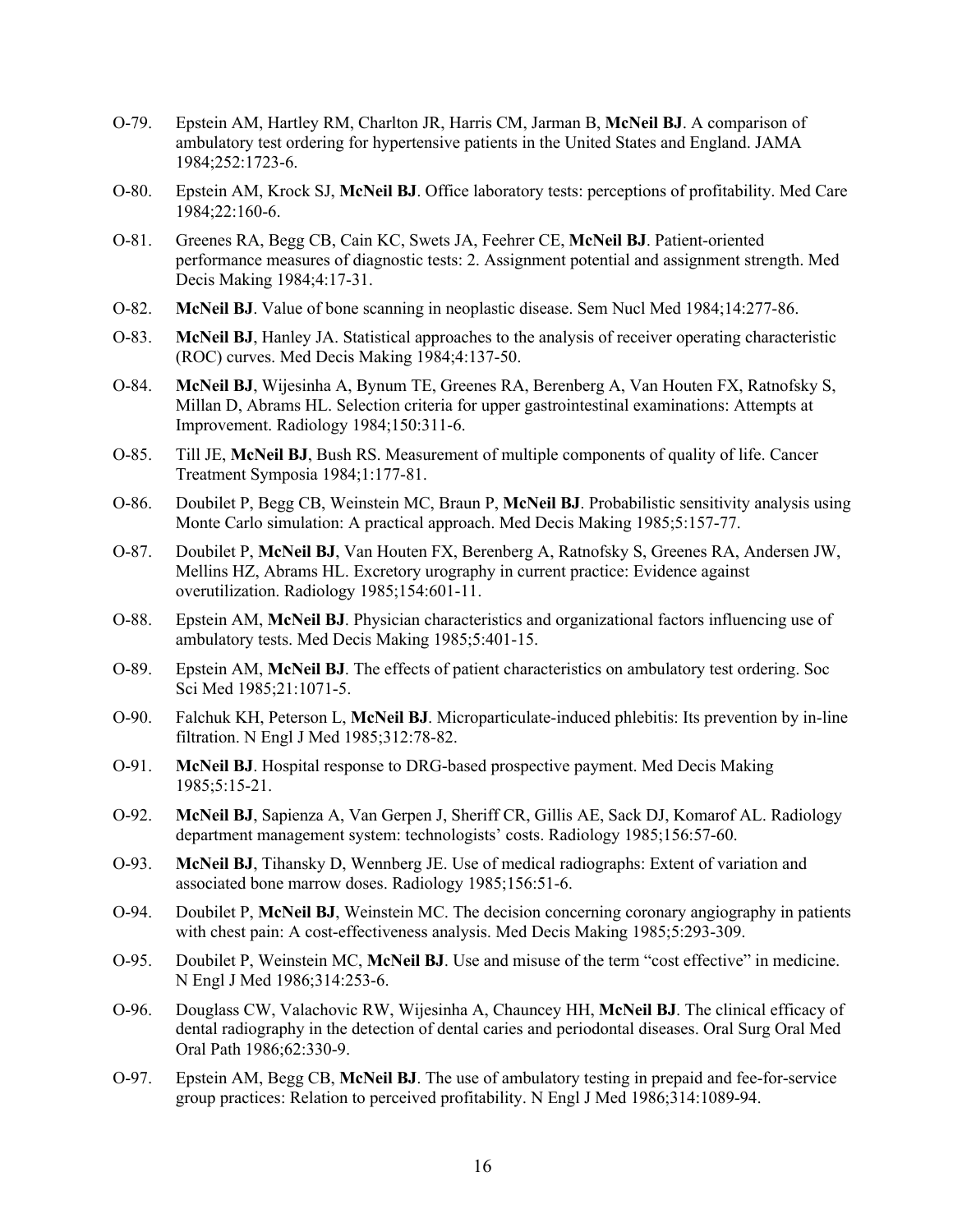O-79. Epstein AM, Hartley RM, Charlton JR, Harris CM, Jarman B, **McNeil BJ**. A comparison of ambulatory test ordering for hypertensive patients in the United States and England. JAMA 1984;252:1723-6.

O-80. Epstein AM, Krock SJ, **McNeil BJ**. Office laboratory tests: perceptions of profitability. Med Care 1984;22:160-6.

O-81. Greenes RA, Begg CB, Cain KC, Swets JA, Feehrer CE, **McNeil BJ**. Patient-oriented performance measures of diagnostic tests: 2. Assignment potential and assignment strength. Med Decis Making 1984;4:17-31.

O-82. **McNeil BJ**. Value of bone scanning in neoplastic disease. Sem Nucl Med 1984;14:277-86.

O-83. **McNeil BJ**, Hanley JA. Statistical approaches to the analysis of receiver operating characteristic (ROC) curves. Med Decis Making 1984;4:137-50.

O-84. **McNeil BJ**, Wijesinha A, Bynum TE, Greenes RA, Berenberg A, Van Houten FX, Ratnofsky S, Millan D, Abrams HL. Selection criteria for upper gastrointestinal examinations: Attempts at Improvement. Radiology 1984;150:311-6.

O-85. Till JE, **McNeil BJ**, Bush RS. Measurement of multiple components of quality of life. Cancer Treatment Symposia 1984;1:177-81.

O-86. Doubilet P, Begg CB, Weinstein MC, Braun P, **McNeil BJ**. Probabilistic sensitivity analysis using Monte Carlo simulation: A practical approach. Med Decis Making 1985;5:157-77.

O-87. Doubilet P, **McNeil BJ**, Van Houten FX, Berenberg A, Ratnofsky S, Greenes RA, Andersen JW, Mellins HZ, Abrams HL. Excretory urography in current practice: Evidence against overutilization. Radiology 1985;154:601-11.

O-88. Epstein AM, **McNeil BJ**. Physician characteristics and organizational factors influencing use of ambulatory tests. Med Decis Making 1985;5:401-15.

O-89. Epstein AM, **McNeil BJ**. The effects of patient characteristics on ambulatory test ordering. Soc Sci Med 1985;21:1071-5.

O-90. Falchuk KH, Peterson L, **McNeil BJ**. Microparticulate-induced phlebitis: Its prevention by in-line filtration. N Engl J Med 1985;312:78-82.

O-91. **McNeil BJ**. Hospital response to DRG-based prospective payment. Med Decis Making 1985;5:15-21.

O-92. **McNeil BJ**, Sapienza A, Van Gerpen J, Sheriff CR, Gillis AE, Sack DJ, Komarof AL. Radiology department management system: technologists' costs. Radiology 1985;156:57-60.

O-93. **McNeil BJ**, Tihansky D, Wennberg JE. Use of medical radiographs: Extent of variation and associated bone marrow doses. Radiology 1985;156:51-6.

O-94. Doubilet P, **McNeil BJ**, Weinstein MC. The decision concerning coronary angiography in patients with chest pain: A cost-effectiveness analysis. Med Decis Making 1985;5:293-309.

O-95. Doubilet P, Weinstein MC, **McNeil BJ**. Use and misuse of the term "cost effective" in medicine. N Engl J Med 1986;314:253-6.

O-96. Douglass CW, Valachovic RW, Wijesinha A, Chauncey HH, **McNeil BJ**. The clinical efficacy of dental radiography in the detection of dental caries and periodontal diseases. Oral Surg Oral Med Oral Path 1986;62:330-9.

O-97. Epstein AM, Begg CB, **McNeil BJ**. The use of ambulatory testing in prepaid and fee-for-service group practices: Relation to perceived profitability. N Engl J Med 1986;314:1089-94.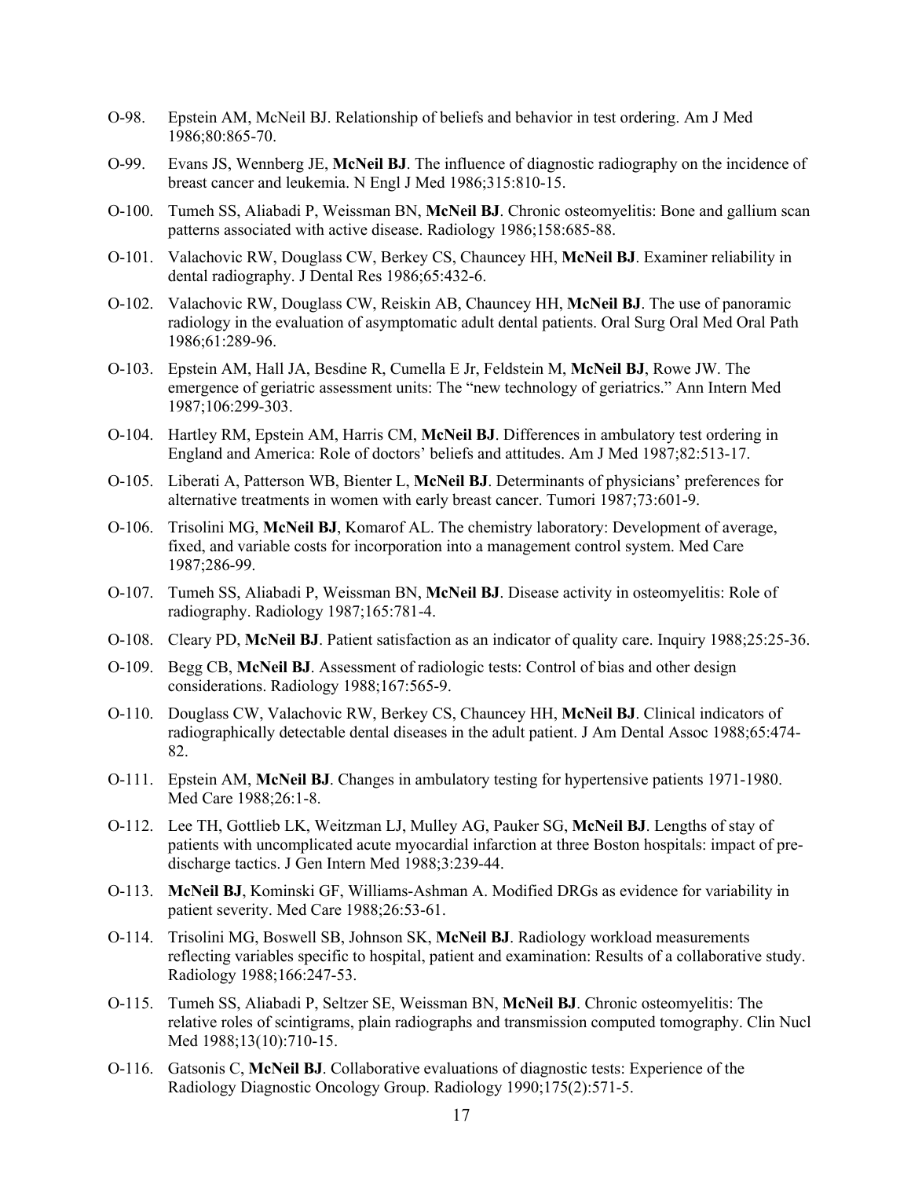O-98. Epstein AM, McNeil BJ. Relationship of beliefs and behavior in test ordering. Am J Med 1986;80:865-70.

O-99. Evans JS, Wennberg JE, **McNeil BJ**. The influence of diagnostic radiography on the incidence of breast cancer and leukemia. N Engl J Med 1986;315:810-15.

O-100. Tumeh SS, Aliabadi P, Weissman BN, **McNeil BJ**. Chronic osteomyelitis: Bone and gallium scan patterns associated with active disease. Radiology 1986;158:685-88.

O-101. Valachovic RW, Douglass CW, Berkey CS, Chauncey HH, **McNeil BJ**. Examiner reliability in dental radiography. J Dental Res 1986;65:432-6.

O-102. Valachovic RW, Douglass CW, Reiskin AB, Chauncey HH, **McNeil BJ**. The use of panoramic radiology in the evaluation of asymptomatic adult dental patients. Oral Surg Oral Med Oral Path 1986;61:289-96.

O-103. Epstein AM, Hall JA, Besdine R, Cumella E Jr, Feldstein M, **McNeil BJ**, Rowe JW. The emergence of geriatric assessment units: The "new technology of geriatrics." Ann Intern Med 1987;106:299-303.

O-104. Hartley RM, Epstein AM, Harris CM, **McNeil BJ**. Differences in ambulatory test ordering in England and America: Role of doctors' beliefs and attitudes. Am J Med 1987;82:513-17.

O-105. Liberati A, Patterson WB, Bienter L, **McNeil BJ**. Determinants of physicians' preferences for alternative treatments in women with early breast cancer. Tumori 1987;73:601-9.

O-106. Trisolini MG, **McNeil BJ**, Komarof AL. The chemistry laboratory: Development of average, fixed, and variable costs for incorporation into a management control system. Med Care 1987;286-99.

O-107. Tumeh SS, Aliabadi P, Weissman BN, **McNeil BJ**. Disease activity in osteomyelitis: Role of radiography. Radiology 1987;165:781-4.

O-108. Cleary PD, **McNeil BJ**. Patient satisfaction as an indicator of quality care. Inquiry 1988;25:25-36.

O-109. Begg CB, **McNeil BJ**. Assessment of radiologic tests: Control of bias and other design considerations. Radiology 1988;167:565-9.

O-110. Douglass CW, Valachovic RW, Berkey CS, Chauncey HH, **McNeil BJ**. Clinical indicators of radiographically detectable dental diseases in the adult patient. J Am Dental Assoc 1988;65:474-82.

O-111. Epstein AM, **McNeil BJ**. Changes in ambulatory testing for hypertensive patients 1971-1980. Med Care 1988;26:1-8.

O-112. Lee TH, Gottlieb LK, Weitzman LJ, Mulley AG, Pauker SG, **McNeil BJ**. Lengths of stay of patients with uncomplicated acute myocardial infarction at three Boston hospitals: impact of pre-discharge tactics. J Gen Intern Med 1988;3:239-44.

O-113. **McNeil BJ**, Kominski GF, Williams-Ashman A. Modified DRGs as evidence for variability in patient severity. Med Care 1988;26:53-61.

O-114. Trisolini MG, Boswell SB, Johnson SK, **McNeil BJ**. Radiology workload measurements reflecting variables specific to hospital, patient and examination: Results of a collaborative study. Radiology 1988;166:247-53.

O-115. Tumeh SS, Aliabadi P, Seltzer SE, Weissman BN, **McNeil BJ**. Chronic osteomyelitis: The relative roles of scintigrams, plain radiographs and transmission computed tomography. Clin Nucl Med 1988;13(10):710-15.

O-116. Gatsonis C, **McNeil BJ**. Collaborative evaluations of diagnostic tests: Experience of the Radiology Diagnostic Oncology Group. Radiology 1990;175(2):571-5.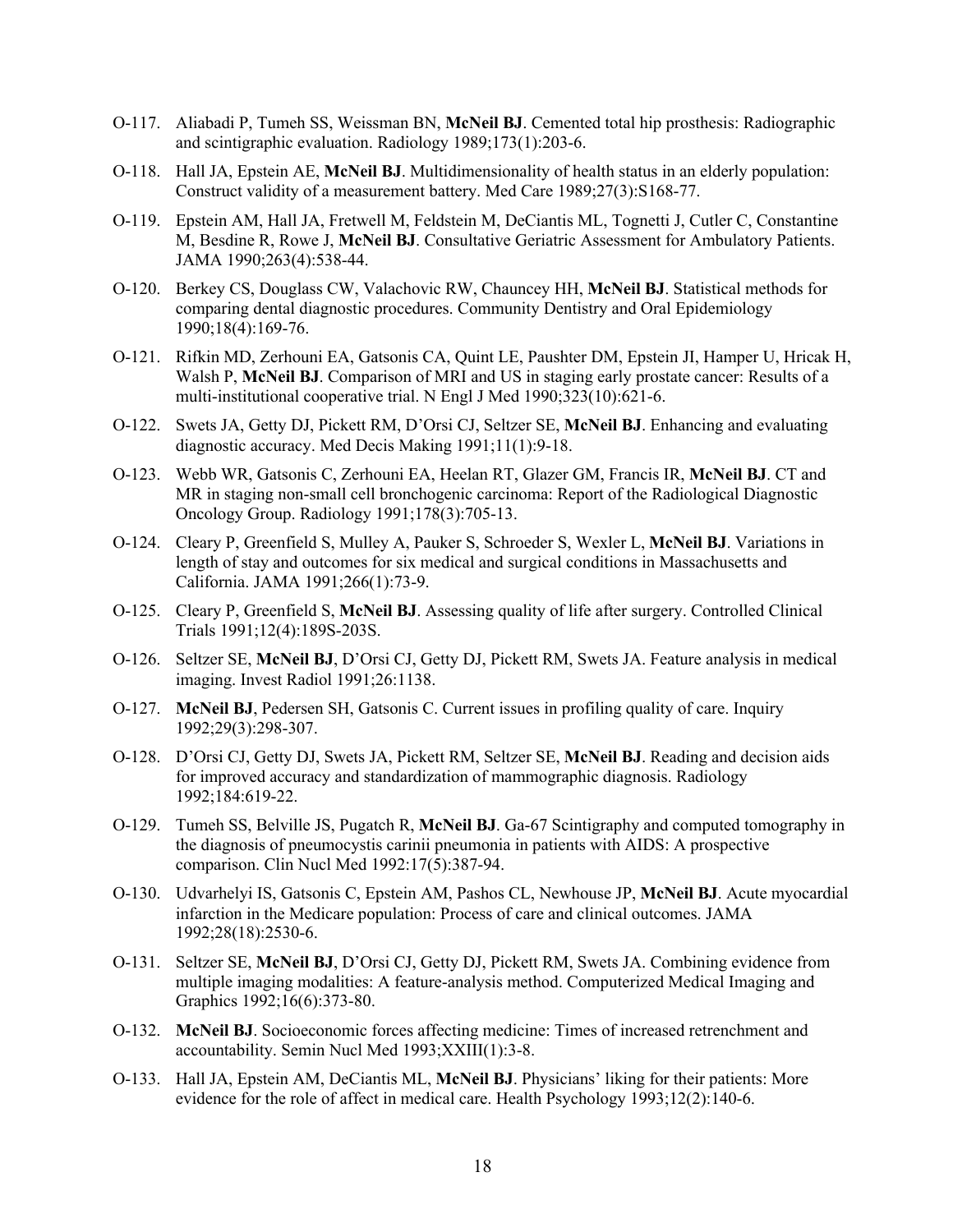O-117. Aliabadi P, Tumeh SS, Weissman BN, **McNeil BJ**. Cemented total hip prosthesis: Radiographic and scintigraphic evaluation. Radiology 1989;173(1):203-6.

O-118. Hall JA, Epstein AE, **McNeil BJ**. Multidimensionality of health status in an elderly population: Construct validity of a measurement battery. Med Care 1989;27(3):S168-77.

O-119. Epstein AM, Hall JA, Fretwell M, Feldstein M, DeCiantis ML, Tognetti J, Cutler C, Constantine M, Besdine R, Rowe J, **McNeil BJ**. Consultative Geriatric Assessment for Ambulatory Patients. JAMA 1990;263(4):538-44.

O-120. Berkey CS, Douglass CW, Valachovic RW, Chauncey HH, **McNeil BJ**. Statistical methods for comparing dental diagnostic procedures. Community Dentistry and Oral Epidemiology 1990;18(4):169-76.

O-121. Rifkin MD, Zerhouni EA, Gatsonis CA, Quint LE, Paushter DM, Epstein JI, Hamper U, Hricak H, Walsh P, **McNeil BJ**. Comparison of MRI and US in staging early prostate cancer: Results of a multi-institutional cooperative trial. N Engl J Med 1990;323(10):621-6.

O-122. Swets JA, Getty DJ, Pickett RM, D'Orsi CJ, Seltzer SE, **McNeil BJ**. Enhancing and evaluating diagnostic accuracy. Med Decis Making 1991;11(1):9-18.

O-123. Webb WR, Gatsonis C, Zerhouni EA, Heelan RT, Glazer GM, Francis IR, **McNeil BJ**. CT and MR in staging non-small cell bronchogenic carcinoma: Report of the Radiological Diagnostic Oncology Group. Radiology 1991;178(3):705-13.

O-124. Cleary P, Greenfield S, Mulley A, Pauker S, Schroeder S, Wexler L, **McNeil BJ**. Variations in length of stay and outcomes for six medical and surgical conditions in Massachusetts and California. JAMA 1991;266(1):73-9.

O-125. Cleary P, Greenfield S, **McNeil BJ**. Assessing quality of life after surgery. Controlled Clinical Trials 1991;12(4):189S-203S.

O-126. Seltzer SE, **McNeil BJ**, D'Orsi CJ, Getty DJ, Pickett RM, Swets JA. Feature analysis in medical imaging. Invest Radiol 1991;26:1138.

O-127. **McNeil BJ**, Pedersen SH, Gatsonis C. Current issues in profiling quality of care. Inquiry 1992;29(3):298-307.

O-128. D'Orsi CJ, Getty DJ, Swets JA, Pickett RM, Seltzer SE, **McNeil BJ**. Reading and decision aids for improved accuracy and standardization of mammographic diagnosis. Radiology 1992;184:619-22.

O-129. Tumeh SS, Belville JS, Pugatch R, **McNeil BJ**. Ga-67 Scintigraphy and computed tomography in the diagnosis of pneumocystis carinii pneumonia in patients with AIDS: A prospective comparison. Clin Nucl Med 1992:17(5):387-94.

O-130. Udvarhelyi IS, Gatsonis C, Epstein AM, Pashos CL, Newhouse JP, **McNeil BJ**. Acute myocardial infarction in the Medicare population: Process of care and clinical outcomes. JAMA 1992;28(18):2530-6.

O-131. Seltzer SE, **McNeil BJ**, D'Orsi CJ, Getty DJ, Pickett RM, Swets JA. Combining evidence from multiple imaging modalities: A feature-analysis method. Computerized Medical Imaging and Graphics 1992;16(6):373-80.

O-132. **McNeil BJ**. Socioeconomic forces affecting medicine: Times of increased retrenchment and accountability. Semin Nucl Med 1993;XXIII(1):3-8.

O-133. Hall JA, Epstein AM, DeCiantis ML, **McNeil BJ**. Physicians' liking for their patients: More evidence for the role of affect in medical care. Health Psychology 1993;12(2):140-6.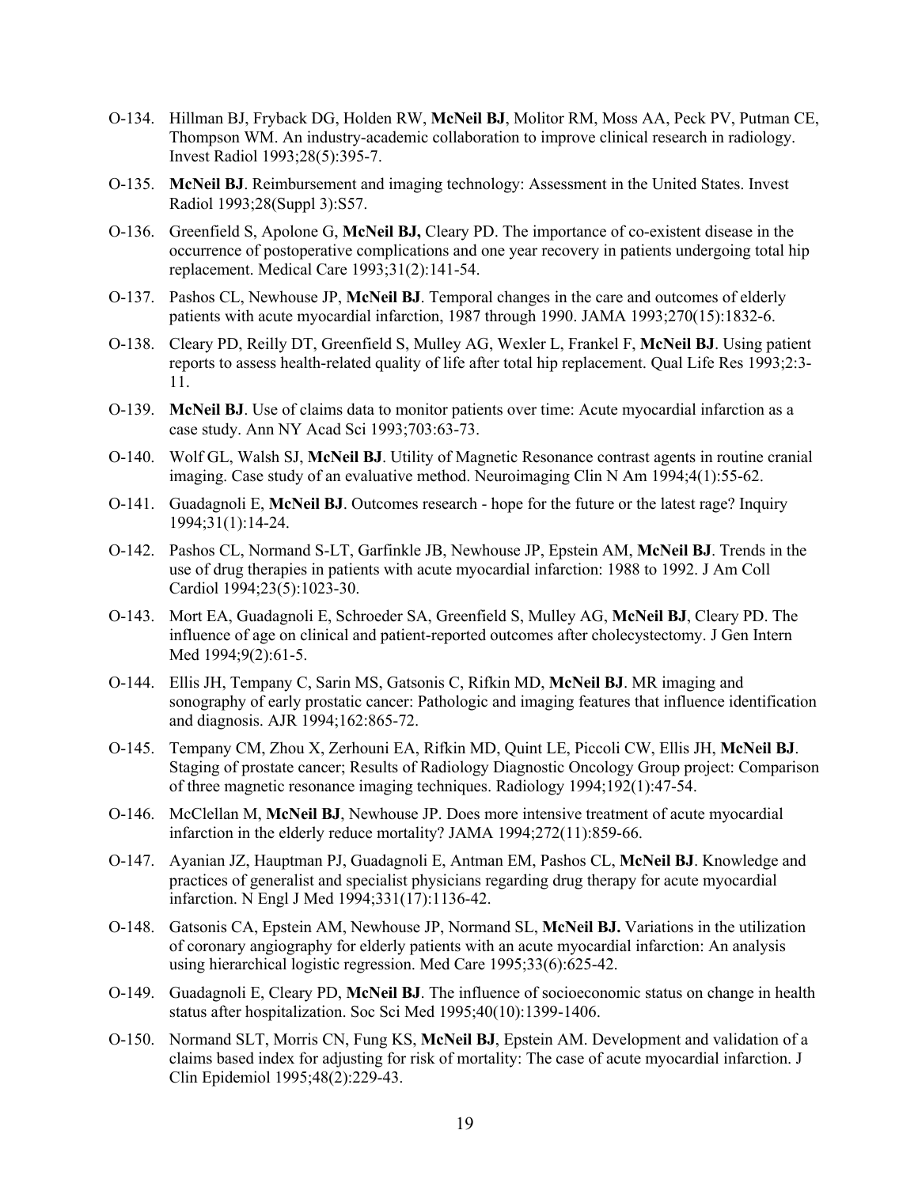O-134. Hillman BJ, Fryback DG, Holden RW, **McNeil BJ**, Molitor RM, Moss AA, Peck PV, Putman CE, Thompson WM. An industry-academic collaboration to improve clinical research in radiology. Invest Radiol 1993;28(5):395-7.

O-135. **McNeil BJ**. Reimbursement and imaging technology: Assessment in the United States. Invest Radiol 1993;28(Suppl 3):S57.

O-136. Greenfield S, Apolone G, **McNeil BJ,** Cleary PD. The importance of co-existent disease in the occurrence of postoperative complications and one year recovery in patients undergoing total hip replacement. Medical Care 1993;31(2):141-54.

O-137. Pashos CL, Newhouse JP, **McNeil BJ**. Temporal changes in the care and outcomes of elderly patients with acute myocardial infarction, 1987 through 1990. JAMA 1993;270(15):1832-6.

O-138. Cleary PD, Reilly DT, Greenfield S, Mulley AG, Wexler L, Frankel F, **McNeil BJ**. Using patient reports to assess health-related quality of life after total hip replacement. Qual Life Res 1993;2:3-11.

O-139. **McNeil BJ**. Use of claims data to monitor patients over time: Acute myocardial infarction as a case study. Ann NY Acad Sci 1993;703:63-73.

O-140. Wolf GL, Walsh SJ, **McNeil BJ**. Utility of Magnetic Resonance contrast agents in routine cranial imaging. Case study of an evaluative method. Neuroimaging Clin N Am 1994;4(1):55-62.

O-141. Guadagnoli E, **McNeil BJ**. Outcomes research - hope for the future or the latest rage? Inquiry 1994;31(1):14-24.

O-142. Pashos CL, Normand S-LT, Garfinkle JB, Newhouse JP, Epstein AM, **McNeil BJ**. Trends in the use of drug therapies in patients with acute myocardial infarction: 1988 to 1992. J Am Coll Cardiol 1994;23(5):1023-30.

O-143. Mort EA, Guadagnoli E, Schroeder SA, Greenfield S, Mulley AG, **McNeil BJ**, Cleary PD. The influence of age on clinical and patient-reported outcomes after cholecystectomy. J Gen Intern Med 1994;9(2):61-5.

O-144. Ellis JH, Tempany C, Sarin MS, Gatsonis C, Rifkin MD, **McNeil BJ**. MR imaging and sonography of early prostatic cancer: Pathologic and imaging features that influence identification and diagnosis. AJR 1994;162:865-72.

O-145. Tempany CM, Zhou X, Zerhouni EA, Rifkin MD, Quint LE, Piccoli CW, Ellis JH, **McNeil BJ**. Staging of prostate cancer; Results of Radiology Diagnostic Oncology Group project: Comparison of three magnetic resonance imaging techniques. Radiology 1994;192(1):47-54.

O-146. McClellan M, **McNeil BJ**, Newhouse JP. Does more intensive treatment of acute myocardial infarction in the elderly reduce mortality? JAMA 1994;272(11):859-66.

O-147. Ayanian JZ, Hauptman PJ, Guadagnoli E, Antman EM, Pashos CL, **McNeil BJ**. Knowledge and practices of generalist and specialist physicians regarding drug therapy for acute myocardial infarction. N Engl J Med 1994;331(17):1136-42.

O-148. Gatsonis CA, Epstein AM, Newhouse JP, Normand SL, **McNeil BJ.** Variations in the utilization of coronary angiography for elderly patients with an acute myocardial infarction: An analysis using hierarchical logistic regression. Med Care 1995;33(6):625-42.

O-149. Guadagnoli E, Cleary PD, **McNeil BJ**. The influence of socioeconomic status on change in health status after hospitalization. Soc Sci Med 1995;40(10):1399-1406.

O-150. Normand SLT, Morris CN, Fung KS, **McNeil BJ**, Epstein AM. Development and validation of a claims based index for adjusting for risk of mortality: The case of acute myocardial infarction. J Clin Epidemiol 1995;48(2):229-43.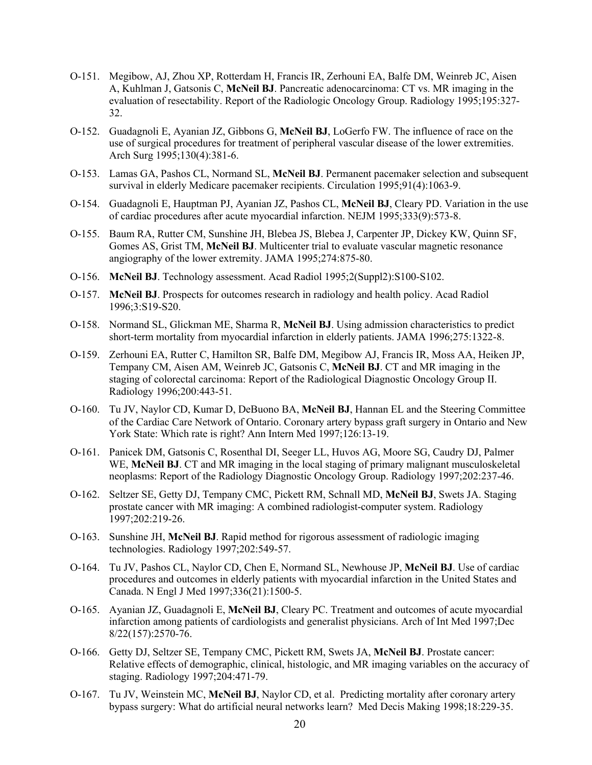O-151. Megibow, AJ, Zhou XP, Rotterdam H, Francis IR, Zerhouni EA, Balfe DM, Weinreb JC, Aisen A, Kuhlman J, Gatsonis C, **McNeil BJ**. Pancreatic adenocarcinoma: CT vs. MR imaging in the evaluation of resectability. Report of the Radiologic Oncology Group. Radiology 1995;195:327-32.

O-152. Guadagnoli E, Ayanian JZ, Gibbons G, **McNeil BJ**, LoGerfo FW. The influence of race on the use of surgical procedures for treatment of peripheral vascular disease of the lower extremities. Arch Surg 1995;130(4):381-6.

O-153. Lamas GA, Pashos CL, Normand SL, **McNeil BJ**. Permanent pacemaker selection and subsequent survival in elderly Medicare pacemaker recipients. Circulation 1995;91(4):1063-9.

O-154. Guadagnoli E, Hauptman PJ, Ayanian JZ, Pashos CL, **McNeil BJ**, Cleary PD. Variation in the use of cardiac procedures after acute myocardial infarction. NEJM 1995;333(9):573-8.

O-155. Baum RA, Rutter CM, Sunshine JH, Blebea JS, Blebea J, Carpenter JP, Dickey KW, Quinn SF, Gomes AS, Grist TM, **McNeil BJ**. Multicenter trial to evaluate vascular magnetic resonance angiography of the lower extremity. JAMA 1995;274:875-80.

O-156. **McNeil BJ**. Technology assessment. Acad Radiol 1995;2(Suppl2):S100-S102.

O-157. **McNeil BJ**. Prospects for outcomes research in radiology and health policy. Acad Radiol 1996;3:S19-S20.

O-158. Normand SL, Glickman ME, Sharma R, **McNeil BJ**. Using admission characteristics to predict short-term mortality from myocardial infarction in elderly patients. JAMA 1996;275:1322-8.

O-159. Zerhouni EA, Rutter C, Hamilton SR, Balfe DM, Megibow AJ, Francis IR, Moss AA, Heiken JP, Tempany CM, Aisen AM, Weinreb JC, Gatsonis C, **McNeil BJ**. CT and MR imaging in the staging of colorectal carcinoma: Report of the Radiological Diagnostic Oncology Group II. Radiology 1996;200:443-51.

O-160. Tu JV, Naylor CD, Kumar D, DeBuono BA, **McNeil BJ**, Hannan EL and the Steering Committee of the Cardiac Care Network of Ontario. Coronary artery bypass graft surgery in Ontario and New York State: Which rate is right? Ann Intern Med 1997;126:13-19.

O-161. Panicek DM, Gatsonis C, Rosenthal DI, Seeger LL, Huvos AG, Moore SG, Caudry DJ, Palmer WE, **McNeil BJ**. CT and MR imaging in the local staging of primary malignant musculoskeletal neoplasms: Report of the Radiology Diagnostic Oncology Group. Radiology 1997;202:237-46.

O-162. Seltzer SE, Getty DJ, Tempany CMC, Pickett RM, Schnall MD, **McNeil BJ**, Swets JA. Staging prostate cancer with MR imaging: A combined radiologist-computer system. Radiology 1997;202:219-26.

O-163. Sunshine JH, **McNeil BJ**. Rapid method for rigorous assessment of radiologic imaging technologies. Radiology 1997;202:549-57.

O-164. Tu JV, Pashos CL, Naylor CD, Chen E, Normand SL, Newhouse JP, **McNeil BJ**. Use of cardiac procedures and outcomes in elderly patients with myocardial infarction in the United States and Canada. N Engl J Med 1997;336(21):1500-5.

O-165. Ayanian JZ, Guadagnoli E, **McNeil BJ**, Cleary PC. Treatment and outcomes of acute myocardial infarction among patients of cardiologists and generalist physicians. Arch of Int Med 1997;Dec 8/22(157):2570-76.

O-166. Getty DJ, Seltzer SE, Tempany CMC, Pickett RM, Swets JA, **McNeil BJ**. Prostate cancer: Relative effects of demographic, clinical, histologic, and MR imaging variables on the accuracy of staging. Radiology 1997;204:471-79.

O-167. Tu JV, Weinstein MC, **McNeil BJ**, Naylor CD, et al. Predicting mortality after coronary artery bypass surgery: What do artificial neural networks learn? Med Decis Making 1998;18:229-35.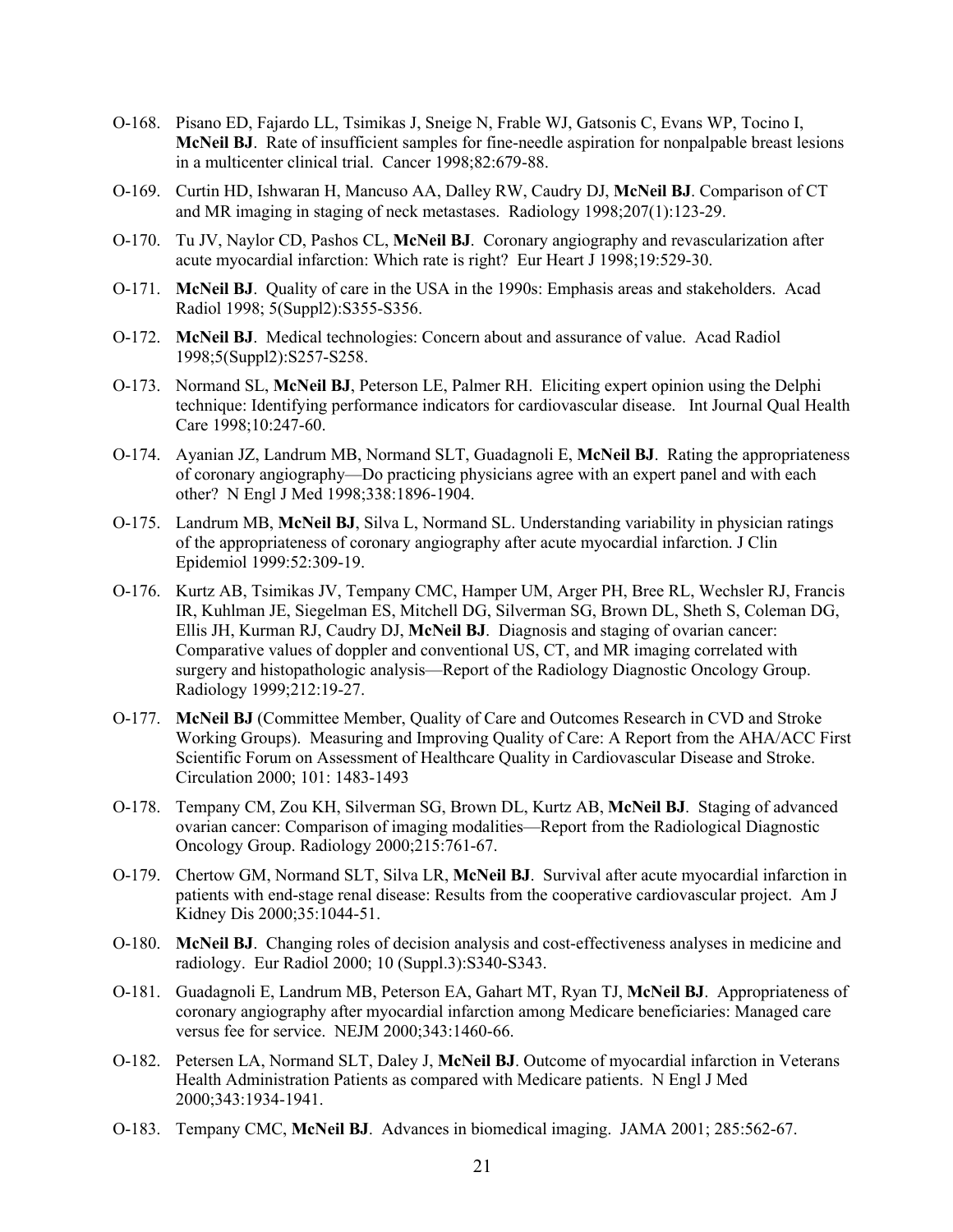O-168. Pisano ED, Fajardo LL, Tsimikas J, Sneige N, Frable WJ, Gatsonis C, Evans WP, Tocino I, **McNeil BJ**. Rate of insufficient samples for fine-needle aspiration for nonpalpable breast lesions in a multicenter clinical trial. Cancer 1998;82:679-88.

O-169. Curtin HD, Ishwaran H, Mancuso AA, Dalley RW, Caudry DJ, **McNeil BJ**. Comparison of CT and MR imaging in staging of neck metastases. Radiology 1998;207(1):123-29.

O-170. Tu JV, Naylor CD, Pashos CL, **McNeil BJ**. Coronary angiography and revascularization after acute myocardial infarction: Which rate is right? Eur Heart J 1998;19:529-30.

O-171. **McNeil BJ**. Quality of care in the USA in the 1990s: Emphasis areas and stakeholders. Acad Radiol 1998; 5(Suppl2):S355-S356.

O-172. **McNeil BJ**. Medical technologies: Concern about and assurance of value. Acad Radiol 1998;5(Suppl2):S257-S258.

O-173. Normand SL, **McNeil BJ**, Peterson LE, Palmer RH. Eliciting expert opinion using the Delphi technique: Identifying performance indicators for cardiovascular disease. Int Journal Qual Health Care 1998;10:247-60.

O-174. Ayanian JZ, Landrum MB, Normand SLT, Guadagnoli E, **McNeil BJ**. Rating the appropriateness of coronary angiography—Do practicing physicians agree with an expert panel and with each other? N Engl J Med 1998;338:1896-1904.

O-175. Landrum MB, **McNeil BJ**, Silva L, Normand SL. Understanding variability in physician ratings of the appropriateness of coronary angiography after acute myocardial infarction. J Clin Epidemiol 1999:52:309-19.

O-176. Kurtz AB, Tsimikas JV, Tempany CMC, Hamper UM, Arger PH, Bree RL, Wechsler RJ, Francis IR, Kuhlman JE, Siegelman ES, Mitchell DG, Silverman SG, Brown DL, Sheth S, Coleman DG, Ellis JH, Kurman RJ, Caudry DJ, **McNeil BJ**. Diagnosis and staging of ovarian cancer: Comparative values of doppler and conventional US, CT, and MR imaging correlated with surgery and histopathologic analysis—Report of the Radiology Diagnostic Oncology Group. Radiology 1999;212:19-27.

O-177. **McNeil BJ** (Committee Member, Quality of Care and Outcomes Research in CVD and Stroke Working Groups). Measuring and Improving Quality of Care: A Report from the AHA/ACC First Scientific Forum on Assessment of Healthcare Quality in Cardiovascular Disease and Stroke. Circulation 2000; 101: 1483-1493

O-178. Tempany CM, Zou KH, Silverman SG, Brown DL, Kurtz AB, **McNeil BJ**. Staging of advanced ovarian cancer: Comparison of imaging modalities—Report from the Radiological Diagnostic Oncology Group. Radiology 2000;215:761-67.

O-179. Chertow GM, Normand SLT, Silva LR, **McNeil BJ**. Survival after acute myocardial infarction in patients with end-stage renal disease: Results from the cooperative cardiovascular project. Am J Kidney Dis 2000;35:1044-51.

O-180. **McNeil BJ**. Changing roles of decision analysis and cost-effectiveness analyses in medicine and radiology. Eur Radiol 2000; 10 (Suppl.3):S340-S343.

O-181. Guadagnoli E, Landrum MB, Peterson EA, Gahart MT, Ryan TJ, **McNeil BJ**. Appropriateness of coronary angiography after myocardial infarction among Medicare beneficiaries: Managed care versus fee for service. NEJM 2000;343:1460-66.

O-182. Petersen LA, Normand SLT, Daley J, **McNeil BJ**. Outcome of myocardial infarction in Veterans Health Administration Patients as compared with Medicare patients. N Engl J Med 2000;343:1934-1941.

O-183. Tempany CMC, **McNeil BJ**. Advances in biomedical imaging. JAMA 2001; 285:562-67.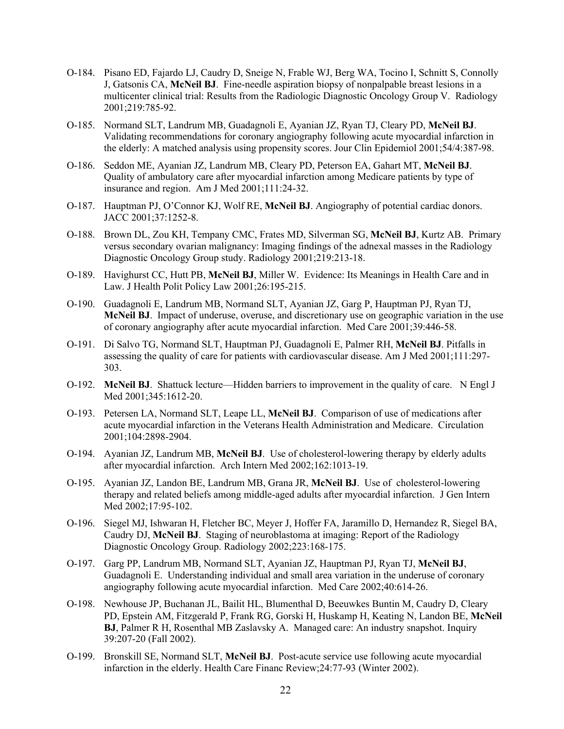O-184. Pisano ED, Fajardo LJ, Caudry D, Sneige N, Frable WJ, Berg WA, Tocino I, Schnitt S, Connolly J, Gatsonis CA, **McNeil BJ**. Fine-needle aspiration biopsy of nonpalpable breast lesions in a multicenter clinical trial: Results from the Radiologic Diagnostic Oncology Group V. Radiology 2001;219:785-92.

O-185. Normand SLT, Landrum MB, Guadagnoli E, Ayanian JZ, Ryan TJ, Cleary PD, **McNeil BJ**. Validating recommendations for coronary angiography following acute myocardial infarction in the elderly: A matched analysis using propensity scores. Jour Clin Epidemiol 2001;54/4:387-98.

O-186. Seddon ME, Ayanian JZ, Landrum MB, Cleary PD, Peterson EA, Gahart MT, **McNeil BJ**. Quality of ambulatory care after myocardial infarction among Medicare patients by type of insurance and region. Am J Med 2001;111:24-32.

O-187. Hauptman PJ, O'Connor KJ, Wolf RE, **McNeil BJ**. Angiography of potential cardiac donors. JACC 2001;37:1252-8.

O-188. Brown DL, Zou KH, Tempany CMC, Frates MD, Silverman SG, **McNeil BJ**, Kurtz AB. Primary versus secondary ovarian malignancy: Imaging findings of the adnexal masses in the Radiology Diagnostic Oncology Group study. Radiology 2001;219:213-18.

O-189. Havighurst CC, Hutt PB, **McNeil BJ**, Miller W. Evidence: Its Meanings in Health Care and in Law. J Health Polit Policy Law 2001;26:195-215.

O-190. Guadagnoli E, Landrum MB, Normand SLT, Ayanian JZ, Garg P, Hauptman PJ, Ryan TJ, **McNeil BJ**. Impact of underuse, overuse, and discretionary use on geographic variation in the use of coronary angiography after acute myocardial infarction. Med Care 2001;39:446-58.

O-191. Di Salvo TG, Normand SLT, Hauptman PJ, Guadagnoli E, Palmer RH, **McNeil BJ**. Pitfalls in assessing the quality of care for patients with cardiovascular disease. Am J Med 2001;111:297-303.

O-192. **McNeil BJ**. Shattuck lecture—Hidden barriers to improvement in the quality of care. N Engl J Med 2001;345:1612-20.

O-193. Petersen LA, Normand SLT, Leape LL, **McNeil BJ**. Comparison of use of medications after acute myocardial infarction in the Veterans Health Administration and Medicare. Circulation 2001;104:2898-2904.

O-194. Ayanian JZ, Landrum MB, **McNeil BJ**. Use of cholesterol-lowering therapy by elderly adults after myocardial infarction. Arch Intern Med 2002;162:1013-19.

O-195. Ayanian JZ, Landon BE, Landrum MB, Grana JR, **McNeil BJ**. Use of cholesterol-lowering therapy and related beliefs among middle-aged adults after myocardial infarction. J Gen Intern Med 2002;17:95-102.

O-196. Siegel MJ, Ishwaran H, Fletcher BC, Meyer J, Hoffer FA, Jaramillo D, Hernandez R, Siegel BA, Caudry DJ, **McNeil BJ**. Staging of neuroblastoma at imaging: Report of the Radiology Diagnostic Oncology Group. Radiology 2002;223:168-175.

O-197. Garg PP, Landrum MB, Normand SLT, Ayanian JZ, Hauptman PJ, Ryan TJ, **McNeil BJ**, Guadagnoli E. Understanding individual and small area variation in the underuse of coronary angiography following acute myocardial infarction. Med Care 2002;40:614-26.

O-198. Newhouse JP, Buchanan JL, Bailit HL, Blumenthal D, Beeuwkes Buntin M, Caudry D, Cleary PD, Epstein AM, Fitzgerald P, Frank RG, Gorski H, Huskamp H, Keating N, Landon BE, **McNeil BJ**, Palmer R H, Rosenthal MB Zaslavsky A. Managed care: An industry snapshot. Inquiry 39:207-20 (Fall 2002).

O-199. Bronskill SE, Normand SLT, **McNeil BJ**. Post-acute service use following acute myocardial infarction in the elderly. Health Care Financ Review;24:77-93 (Winter 2002).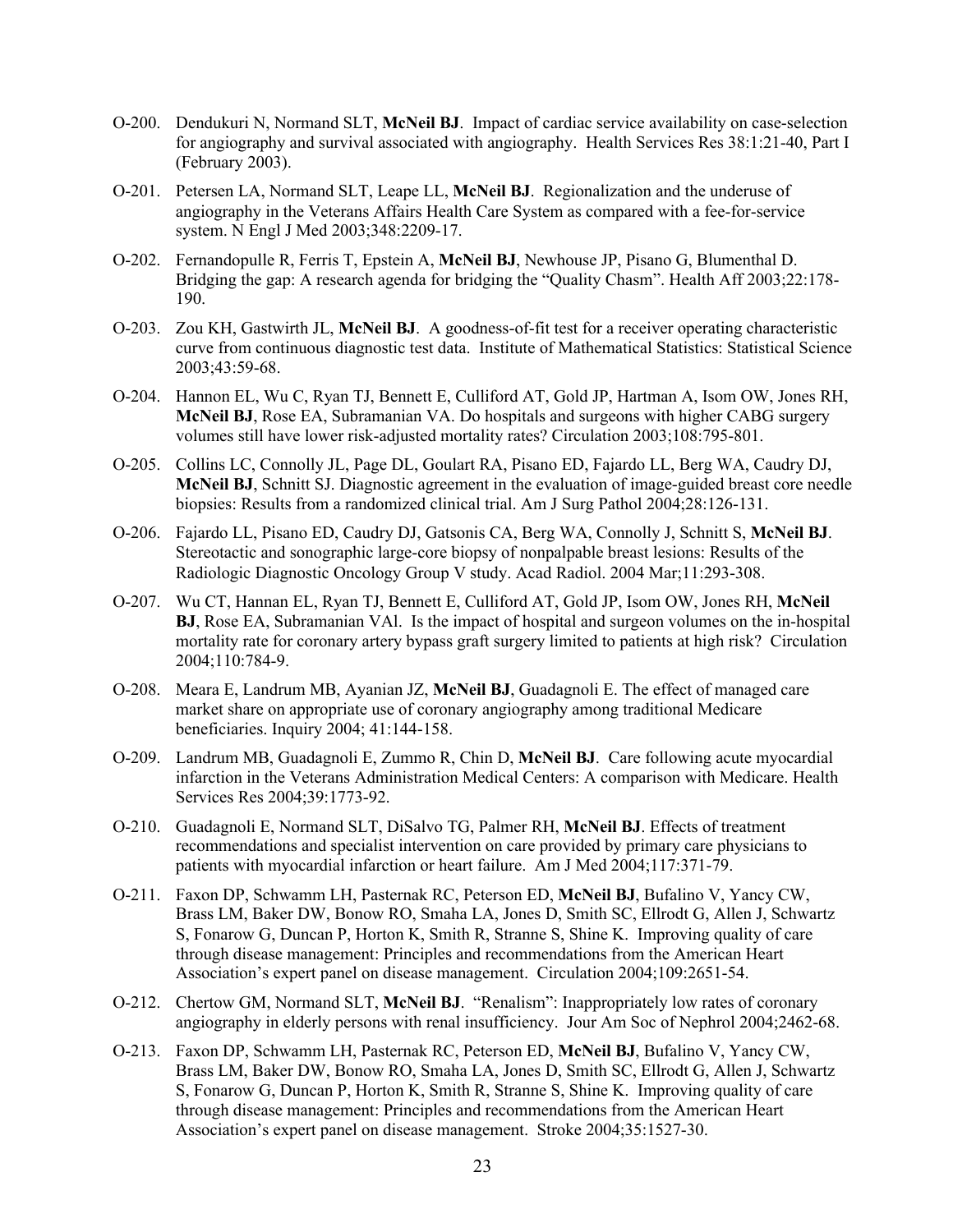O-200. Dendukuri N, Normand SLT, **McNeil BJ**. Impact of cardiac service availability on case-selection for angiography and survival associated with angiography. Health Services Res 38:1:21-40, Part I (February 2003).

O-201. Petersen LA, Normand SLT, Leape LL, **McNeil BJ**. Regionalization and the underuse of angiography in the Veterans Affairs Health Care System as compared with a fee-for-service system. N Engl J Med 2003;348:2209-17.

O-202. Fernandopulle R, Ferris T, Epstein A, **McNeil BJ**, Newhouse JP, Pisano G, Blumenthal D. Bridging the gap: A research agenda for bridging the "Quality Chasm". Health Aff 2003;22:178-190.

O-203. Zou KH, Gastwirth JL, **McNeil BJ**. A goodness-of-fit test for a receiver operating characteristic curve from continuous diagnostic test data. Institute of Mathematical Statistics: Statistical Science 2003;43:59-68.

O-204. Hannon EL, Wu C, Ryan TJ, Bennett E, Culliford AT, Gold JP, Hartman A, Isom OW, Jones RH, **McNeil BJ**, Rose EA, Subramanian VA. Do hospitals and surgeons with higher CABG surgery volumes still have lower risk-adjusted mortality rates? Circulation 2003;108:795-801.

O-205. Collins LC, Connolly JL, Page DL, Goulart RA, Pisano ED, Fajardo LL, Berg WA, Caudry DJ, **McNeil BJ**, Schnitt SJ. Diagnostic agreement in the evaluation of image-guided breast core needle biopsies: Results from a randomized clinical trial. Am J Surg Pathol 2004;28:126-131.

O-206. Fajardo LL, Pisano ED, Caudry DJ, Gatsonis CA, Berg WA, Connolly J, Schnitt S, **McNeil BJ**. Stereotactic and sonographic large-core biopsy of nonpalpable breast lesions: Results of the Radiologic Diagnostic Oncology Group V study. Acad Radiol. 2004 Mar;11:293-308.

O-207. Wu CT, Hannan EL, Ryan TJ, Bennett E, Culliford AT, Gold JP, Isom OW, Jones RH, **McNeil BJ**, Rose EA, Subramanian VAl. Is the impact of hospital and surgeon volumes on the in-hospital mortality rate for coronary artery bypass graft surgery limited to patients at high risk? Circulation 2004;110:784-9.

O-208. Meara E, Landrum MB, Ayanian JZ, **McNeil BJ**, Guadagnoli E. The effect of managed care market share on appropriate use of coronary angiography among traditional Medicare beneficiaries. Inquiry 2004; 41:144-158.

O-209. Landrum MB, Guadagnoli E, Zummo R, Chin D, **McNeil BJ**. Care following acute myocardial infarction in the Veterans Administration Medical Centers: A comparison with Medicare. Health Services Res 2004;39:1773-92.

O-210. Guadagnoli E, Normand SLT, DiSalvo TG, Palmer RH, **McNeil BJ**. Effects of treatment recommendations and specialist intervention on care provided by primary care physicians to patients with myocardial infarction or heart failure. Am J Med 2004;117:371-79.

O-211. Faxon DP, Schwamm LH, Pasternak RC, Peterson ED, **McNeil BJ**, Bufalino V, Yancy CW, Brass LM, Baker DW, Bonow RO, Smaha LA, Jones D, Smith SC, Ellrodt G, Allen J, Schwartz S, Fonarow G, Duncan P, Horton K, Smith R, Stranne S, Shine K. Improving quality of care through disease management: Principles and recommendations from the American Heart Association's expert panel on disease management. Circulation 2004;109:2651-54.

O-212. Chertow GM, Normand SLT, **McNeil BJ**. "Renalism": Inappropriately low rates of coronary angiography in elderly persons with renal insufficiency. Jour Am Soc of Nephrol 2004;2462-68.

O-213. Faxon DP, Schwamm LH, Pasternak RC, Peterson ED, **McNeil BJ**, Bufalino V, Yancy CW, Brass LM, Baker DW, Bonow RO, Smaha LA, Jones D, Smith SC, Ellrodt G, Allen J, Schwartz S, Fonarow G, Duncan P, Horton K, Smith R, Stranne S, Shine K. Improving quality of care through disease management: Principles and recommendations from the American Heart Association's expert panel on disease management. Stroke 2004;35:1527-30.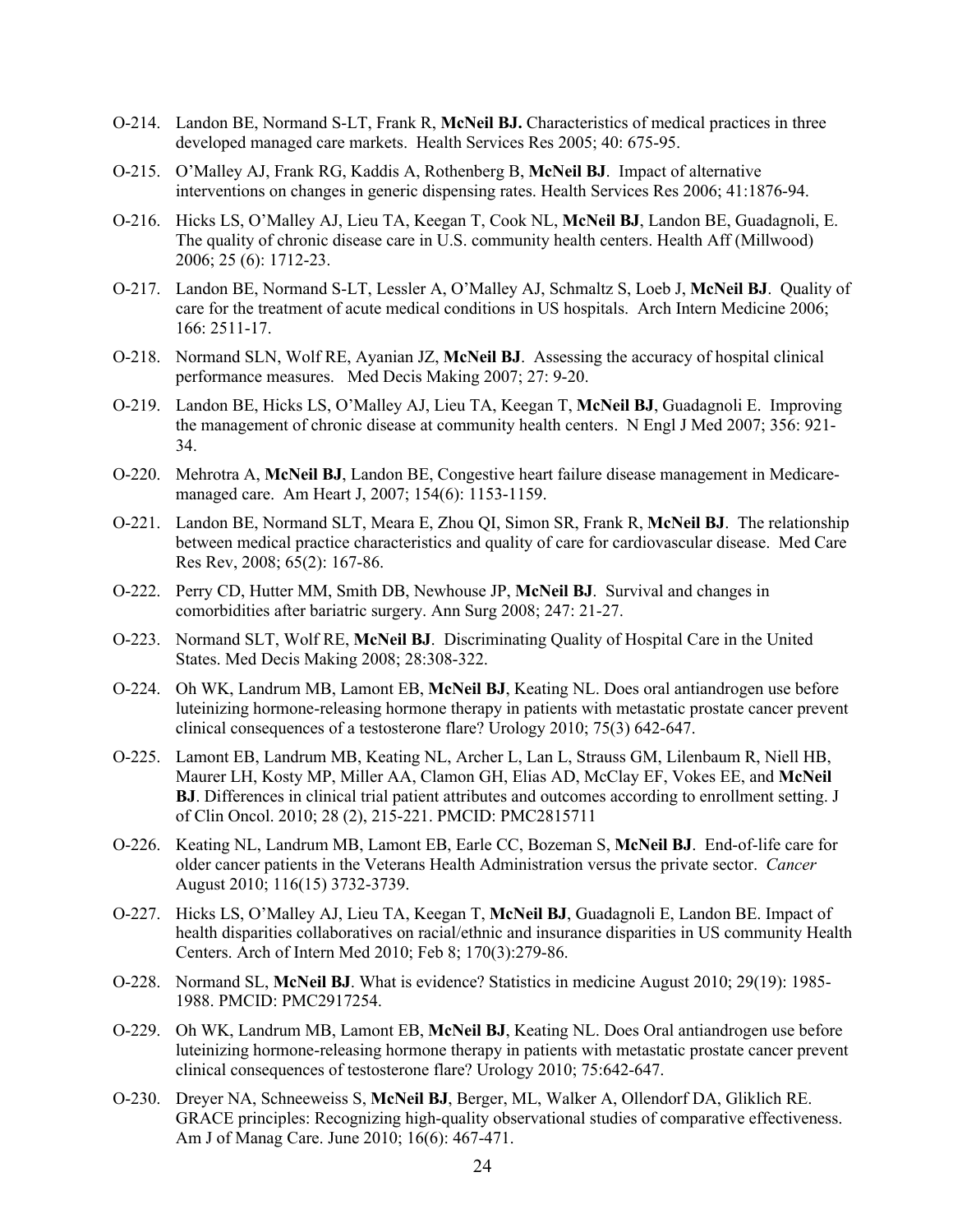O-214. Landon BE, Normand S-LT, Frank R, **McNeil BJ.** Characteristics of medical practices in three developed managed care markets. Health Services Res 2005; 40: 675-95.

O-215. O'Malley AJ, Frank RG, Kaddis A, Rothenberg B, **McNeil BJ**. Impact of alternative interventions on changes in generic dispensing rates. Health Services Res 2006; 41:1876-94.

O-216. Hicks LS, O'Malley AJ, Lieu TA, Keegan T, Cook NL, **McNeil BJ**, Landon BE, Guadagnoli, E. The quality of chronic disease care in U.S. community health centers. Health Aff (Millwood) 2006; 25 (6): 1712-23.

O-217. Landon BE, Normand S-LT, Lessler A, O'Malley AJ, Schmaltz S, Loeb J, **McNeil BJ**. Quality of care for the treatment of acute medical conditions in US hospitals. Arch Intern Medicine 2006; 166: 2511-17.

O-218. Normand SLN, Wolf RE, Ayanian JZ, **McNeil BJ**. Assessing the accuracy of hospital clinical performance measures. Med Decis Making 2007; 27: 9-20.

O-219. Landon BE, Hicks LS, O'Malley AJ, Lieu TA, Keegan T, **McNeil BJ**, Guadagnoli E. Improving the management of chronic disease at community health centers. N Engl J Med 2007; 356: 921-34.

O-220. Mehrotra A, **McNeil BJ**, Landon BE, Congestive heart failure disease management in Medicare-managed care. Am Heart J, 2007; 154(6): 1153-1159.

O-221. Landon BE, Normand SLT, Meara E, Zhou QI, Simon SR, Frank R, **McNeil BJ**. The relationship between medical practice characteristics and quality of care for cardiovascular disease. Med Care Res Rev, 2008; 65(2): 167-86.

O-222. Perry CD, Hutter MM, Smith DB, Newhouse JP, **McNeil BJ**. Survival and changes in comorbidities after bariatric surgery. Ann Surg 2008; 247: 21-27.

O-223. Normand SLT, Wolf RE, **McNeil BJ**. Discriminating Quality of Hospital Care in the United States. Med Decis Making 2008; 28:308-322.

O-224. Oh WK, Landrum MB, Lamont EB, **McNeil BJ**, Keating NL. Does oral antiandrogen use before luteinizing hormone-releasing hormone therapy in patients with metastatic prostate cancer prevent clinical consequences of a testosterone flare? Urology 2010; 75(3) 642-647.

O-225. Lamont EB, Landrum MB, Keating NL, Archer L, Lan L, Strauss GM, Lilenbaum R, Niell HB, Maurer LH, Kosty MP, Miller AA, Clamon GH, Elias AD, McClay EF, Vokes EE, and **McNeil BJ**. Differences in clinical trial patient attributes and outcomes according to enrollment setting. J of Clin Oncol. 2010; 28 (2), 215-221. PMCID: PMC2815711

O-226. Keating NL, Landrum MB, Lamont EB, Earle CC, Bozeman S, **McNeil BJ**. End-of-life care for older cancer patients in the Veterans Health Administration versus the private sector. *Cancer* August 2010; 116(15) 3732-3739.

O-227. Hicks LS, O'Malley AJ, Lieu TA, Keegan T, **McNeil BJ**, Guadagnoli E, Landon BE. Impact of health disparities collaboratives on racial/ethnic and insurance disparities in US community Health Centers. Arch of Intern Med 2010; Feb 8; 170(3):279-86.

O-228. Normand SL, **McNeil BJ**. What is evidence? Statistics in medicine August 2010; 29(19): 1985-1988. PMCID: PMC2917254.

O-229. Oh WK, Landrum MB, Lamont EB, **McNeil BJ**, Keating NL. Does Oral antiandrogen use before luteinizing hormone-releasing hormone therapy in patients with metastatic prostate cancer prevent clinical consequences of testosterone flare? Urology 2010; 75:642-647.

O-230. Dreyer NA, Schneeweiss S, **McNeil BJ**, Berger, ML, Walker A, Ollendorf DA, Gliklich RE. GRACE principles: Recognizing high-quality observational studies of comparative effectiveness. Am J of Manag Care. June 2010; 16(6): 467-471.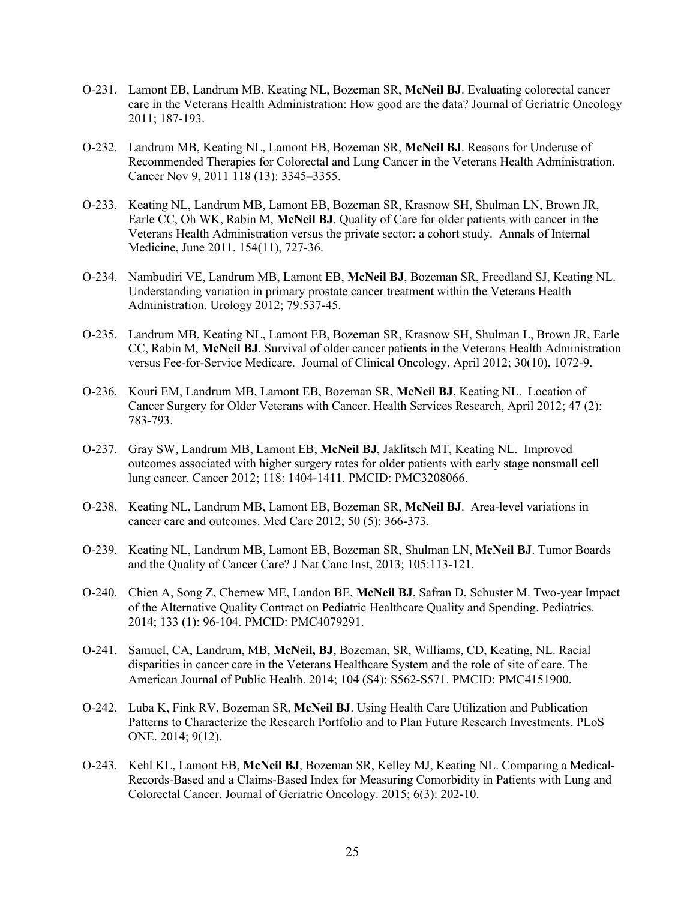O-231. Lamont EB, Landrum MB, Keating NL, Bozeman SR, **McNeil BJ**. Evaluating colorectal cancer care in the Veterans Health Administration: How good are the data? Journal of Geriatric Oncology 2011; 187-193.

O-232. Landrum MB, Keating NL, Lamont EB, Bozeman SR, **McNeil BJ**. Reasons for Underuse of Recommended Therapies for Colorectal and Lung Cancer in the Veterans Health Administration. Cancer Nov 9, 2011 118 (13): 3345–3355.

O-233. Keating NL, Landrum MB, Lamont EB, Bozeman SR, Krasnow SH, Shulman LN, Brown JR, Earle CC, Oh WK, Rabin M, **McNeil BJ**. Quality of Care for older patients with cancer in the Veterans Health Administration versus the private sector: a cohort study. Annals of Internal Medicine, June 2011, 154(11), 727-36.

O-234. Nambudiri VE, Landrum MB, Lamont EB, **McNeil BJ**, Bozeman SR, Freedland SJ, Keating NL. Understanding variation in primary prostate cancer treatment within the Veterans Health Administration. Urology 2012; 79:537-45.

O-235. Landrum MB, Keating NL, Lamont EB, Bozeman SR, Krasnow SH, Shulman L, Brown JR, Earle CC, Rabin M, **McNeil BJ**. Survival of older cancer patients in the Veterans Health Administration versus Fee-for-Service Medicare. Journal of Clinical Oncology, April 2012; 30(10), 1072-9.

O-236. Kouri EM, Landrum MB, Lamont EB, Bozeman SR, **McNeil BJ**, Keating NL. Location of Cancer Surgery for Older Veterans with Cancer. Health Services Research, April 2012; 47 (2): 783-793.

O-237. Gray SW, Landrum MB, Lamont EB, **McNeil BJ**, Jaklitsch MT, Keating NL. Improved outcomes associated with higher surgery rates for older patients with early stage nonsmall cell lung cancer. Cancer 2012; 118: 1404-1411. PMCID: PMC3208066.

O-238. Keating NL, Landrum MB, Lamont EB, Bozeman SR, **McNeil BJ**. Area-level variations in cancer care and outcomes. Med Care 2012; 50 (5): 366-373.

O-239. Keating NL, Landrum MB, Lamont EB, Bozeman SR, Shulman LN, **McNeil BJ**. Tumor Boards and the Quality of Cancer Care? J Nat Canc Inst, 2013; 105:113-121.

O-240. Chien A, Song Z, Chernew ME, Landon BE, **McNeil BJ**, Safran D, Schuster M. Two-year Impact of the Alternative Quality Contract on Pediatric Healthcare Quality and Spending. Pediatrics. 2014; 133 (1): 96-104. PMCID: PMC4079291.

O-241. Samuel, CA, Landrum, MB, **McNeil, BJ**, Bozeman, SR, Williams, CD, Keating, NL. Racial disparities in cancer care in the Veterans Healthcare System and the role of site of care. The American Journal of Public Health. 2014; 104 (S4): S562-S571. PMCID: PMC4151900.

O-242. Luba K, Fink RV, Bozeman SR, **McNeil BJ**. Using Health Care Utilization and Publication Patterns to Characterize the Research Portfolio and to Plan Future Research Investments. PLoS ONE. 2014; 9(12).

O-243. Kehl KL, Lamont EB, **McNeil BJ**, Bozeman SR, Kelley MJ, Keating NL. Comparing a Medical-Records-Based and a Claims-Based Index for Measuring Comorbidity in Patients with Lung and Colorectal Cancer. Journal of Geriatric Oncology. 2015; 6(3): 202-10.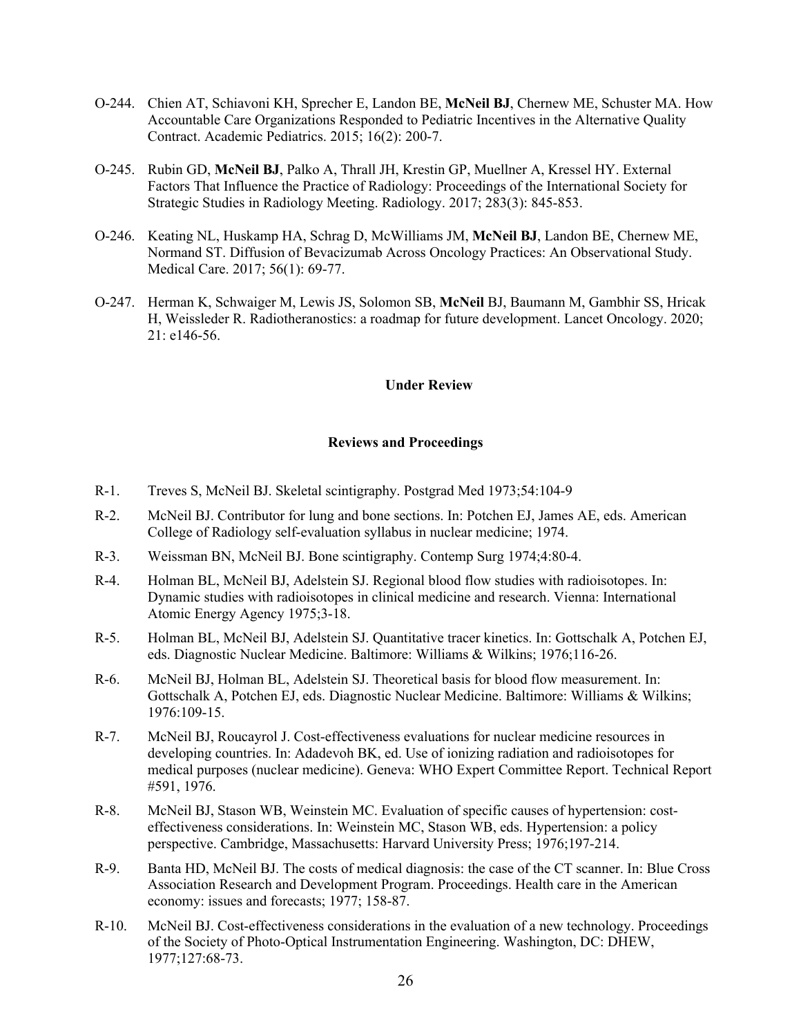O-244. Chien AT, Schiavoni KH, Sprecher E, Landon BE, **McNeil BJ**, Chernew ME, Schuster MA. How Accountable Care Organizations Responded to Pediatric Incentives in the Alternative Quality Contract. Academic Pediatrics. 2015; 16(2): 200-7.

O-245. Rubin GD, **McNeil BJ**, Palko A, Thrall JH, Krestin GP, Muellner A, Kressel HY. External Factors That Influence the Practice of Radiology: Proceedings of the International Society for Strategic Studies in Radiology Meeting. Radiology. 2017; 283(3): 845-853.

O-246. Keating NL, Huskamp HA, Schrag D, McWilliams JM, **McNeil BJ**, Landon BE, Chernew ME, Normand ST. Diffusion of Bevacizumab Across Oncology Practices: An Observational Study. Medical Care. 2017; 56(1): 69-77.

O-247. Herman K, Schwaiger M, Lewis JS, Solomon SB, **McNeil** BJ, Baumann M, Gambhir SS, Hricak H, Weissleder R. Radiotheranostics: a roadmap for future development. Lancet Oncology. 2020; 21: e146-56.

**Under Review**

**Reviews and Proceedings**

R-1. Treves S, McNeil BJ. Skeletal scintigraphy. Postgrad Med 1973;54:104-9

R-2. McNeil BJ. Contributor for lung and bone sections. In: Potchen EJ, James AE, eds. American College of Radiology self-evaluation syllabus in nuclear medicine; 1974.

R-3. Weissman BN, McNeil BJ. Bone scintigraphy. Contemp Surg 1974;4:80-4.

R-4. Holman BL, McNeil BJ, Adelstein SJ. Regional blood flow studies with radioisotopes. In: Dynamic studies with radioisotopes in clinical medicine and research. Vienna: International Atomic Energy Agency 1975;3-18.

R-5. Holman BL, McNeil BJ, Adelstein SJ. Quantitative tracer kinetics. In: Gottschalk A, Potchen EJ, eds. Diagnostic Nuclear Medicine. Baltimore: Williams & Wilkins; 1976;116-26.

R-6. McNeil BJ, Holman BL, Adelstein SJ. Theoretical basis for blood flow measurement. In: Gottschalk A, Potchen EJ, eds. Diagnostic Nuclear Medicine. Baltimore: Williams & Wilkins; 1976:109-15.

R-7. McNeil BJ, Roucayrol J. Cost-effectiveness evaluations for nuclear medicine resources in developing countries. In: Adadevoh BK, ed. Use of ionizing radiation and radioisotopes for medical purposes (nuclear medicine). Geneva: WHO Expert Committee Report. Technical Report #591, 1976.

R-8. McNeil BJ, Stason WB, Weinstein MC. Evaluation of specific causes of hypertension: cost-effectiveness considerations. In: Weinstein MC, Stason WB, eds. Hypertension: a policy perspective. Cambridge, Massachusetts: Harvard University Press; 1976;197-214.

R-9. Banta HD, McNeil BJ. The costs of medical diagnosis: the case of the CT scanner. In: Blue Cross Association Research and Development Program. Proceedings. Health care in the American economy: issues and forecasts; 1977; 158-87.

R-10. McNeil BJ. Cost-effectiveness considerations in the evaluation of a new technology. Proceedings of the Society of Photo-Optical Instrumentation Engineering. Washington, DC: DHEW, 1977;127:68-73.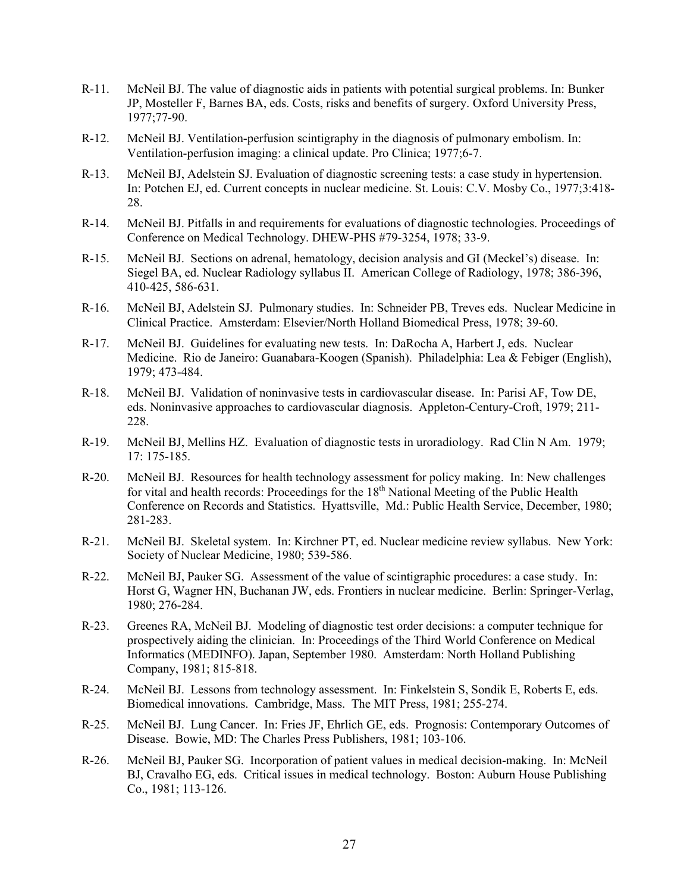R-11. McNeil BJ. The value of diagnostic aids in patients with potential surgical problems. In: Bunker JP, Mosteller F, Barnes BA, eds. Costs, risks and benefits of surgery. Oxford University Press, 1977;77-90.

R-12. McNeil BJ. Ventilation-perfusion scintigraphy in the diagnosis of pulmonary embolism. In: Ventilation-perfusion imaging: a clinical update. Pro Clinica; 1977;6-7.

R-13. McNeil BJ, Adelstein SJ. Evaluation of diagnostic screening tests: a case study in hypertension. In: Potchen EJ, ed. Current concepts in nuclear medicine. St. Louis: C.V. Mosby Co., 1977;3:418-28.

R-14. McNeil BJ. Pitfalls in and requirements for evaluations of diagnostic technologies. Proceedings of Conference on Medical Technology. DHEW-PHS #79-3254, 1978; 33-9.

R-15. McNeil BJ. Sections on adrenal, hematology, decision analysis and GI (Meckel's) disease. In: Siegel BA, ed. Nuclear Radiology syllabus II. American College of Radiology, 1978; 386-396, 410-425, 586-631.

R-16. McNeil BJ, Adelstein SJ. Pulmonary studies. In: Schneider PB, Treves eds. Nuclear Medicine in Clinical Practice. Amsterdam: Elsevier/North Holland Biomedical Press, 1978; 39-60.

R-17. McNeil BJ. Guidelines for evaluating new tests. In: DaRocha A, Harbert J, eds. Nuclear Medicine. Rio de Janeiro: Guanabara-Koogen (Spanish). Philadelphia: Lea & Febiger (English), 1979; 473-484.

R-18. McNeil BJ. Validation of noninvasive tests in cardiovascular disease. In: Parisi AF, Tow DE, eds. Noninvasive approaches to cardiovascular diagnosis. Appleton-Century-Croft, 1979; 211-228.

R-19. McNeil BJ, Mellins HZ. Evaluation of diagnostic tests in uroradiology. Rad Clin N Am. 1979; 17: 175-185.

R-20. McNeil BJ. Resources for health technology assessment for policy making. In: New challenges for vital and health records: Proceedings for the 18th National Meeting of the Public Health Conference on Records and Statistics. Hyattsville, Md.: Public Health Service, December, 1980; 281-283.

R-21. McNeil BJ. Skeletal system. In: Kirchner PT, ed. Nuclear medicine review syllabus. New York: Society of Nuclear Medicine, 1980; 539-586.

R-22. McNeil BJ, Pauker SG. Assessment of the value of scintigraphic procedures: a case study. In: Horst G, Wagner HN, Buchanan JW, eds. Frontiers in nuclear medicine. Berlin: Springer-Verlag, 1980; 276-284.

R-23. Greenes RA, McNeil BJ. Modeling of diagnostic test order decisions: a computer technique for prospectively aiding the clinician. In: Proceedings of the Third World Conference on Medical Informatics (MEDINFO). Japan, September 1980. Amsterdam: North Holland Publishing Company, 1981; 815-818.

R-24. McNeil BJ. Lessons from technology assessment. In: Finkelstein S, Sondik E, Roberts E, eds. Biomedical innovations. Cambridge, Mass. The MIT Press, 1981; 255-274.

R-25. McNeil BJ. Lung Cancer. In: Fries JF, Ehrlich GE, eds. Prognosis: Contemporary Outcomes of Disease. Bowie, MD: The Charles Press Publishers, 1981; 103-106.

R-26. McNeil BJ, Pauker SG. Incorporation of patient values in medical decision-making. In: McNeil BJ, Cravalho EG, eds. Critical issues in medical technology. Boston: Auburn House Publishing Co., 1981; 113-126.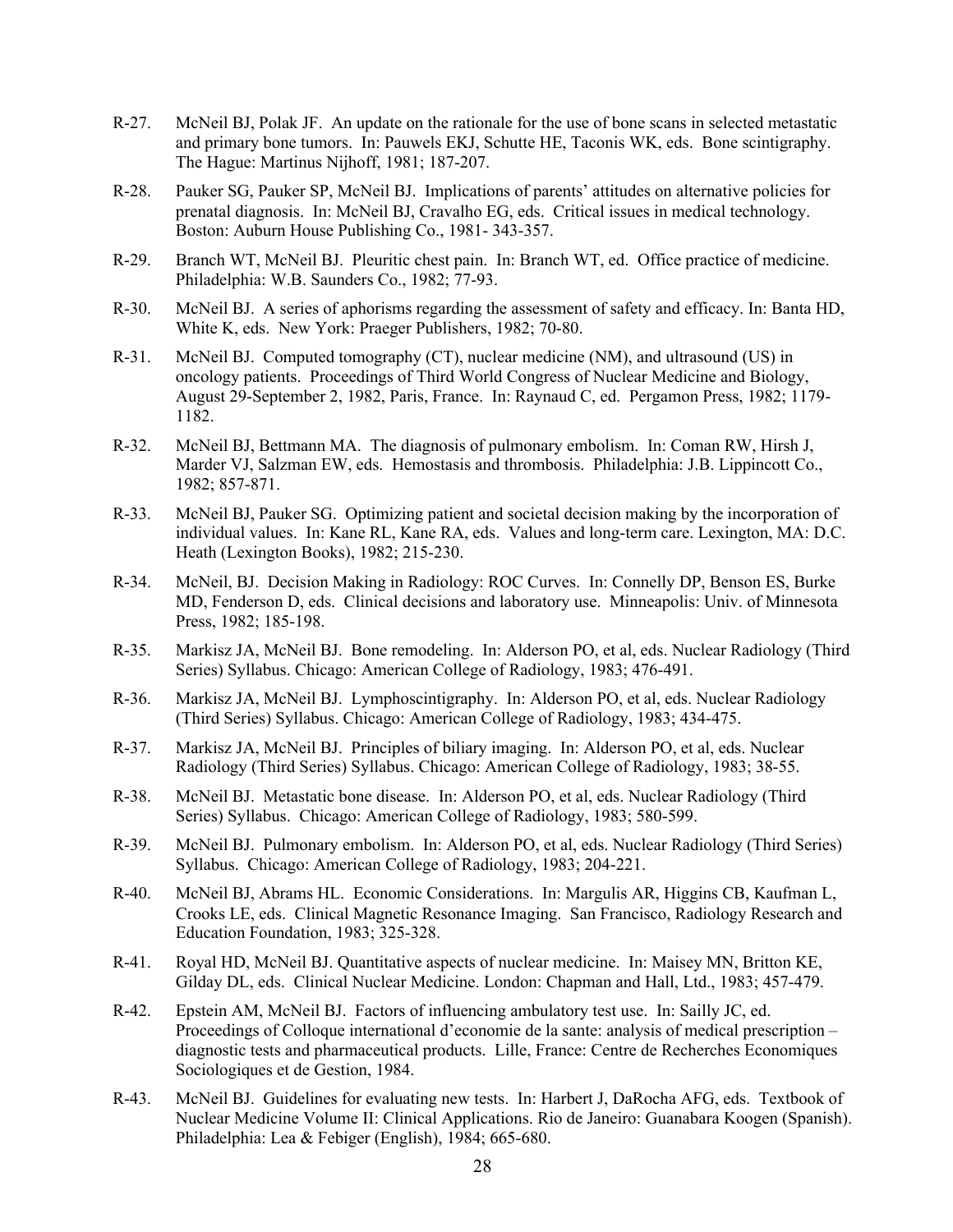R-27. McNeil BJ, Polak JF. An update on the rationale for the use of bone scans in selected metastatic and primary bone tumors. In: Pauwels EKJ, Schutte HE, Taconis WK, eds. Bone scintigraphy. The Hague: Martinus Nijhoff, 1981; 187-207.

R-28. Pauker SG, Pauker SP, McNeil BJ. Implications of parents' attitudes on alternative policies for prenatal diagnosis. In: McNeil BJ, Cravalho EG, eds. Critical issues in medical technology. Boston: Auburn House Publishing Co., 1981- 343-357.

R-29. Branch WT, McNeil BJ. Pleuritic chest pain. In: Branch WT, ed. Office practice of medicine. Philadelphia: W.B. Saunders Co., 1982; 77-93.

R-30. McNeil BJ. A series of aphorisms regarding the assessment of safety and efficacy. In: Banta HD, White K, eds. New York: Praeger Publishers, 1982; 70-80.

R-31. McNeil BJ. Computed tomography (CT), nuclear medicine (NM), and ultrasound (US) in oncology patients. Proceedings of Third World Congress of Nuclear Medicine and Biology, August 29-September 2, 1982, Paris, France. In: Raynaud C, ed. Pergamon Press, 1982; 1179-1182.

R-32. McNeil BJ, Bettmann MA. The diagnosis of pulmonary embolism. In: Coman RW, Hirsh J, Marder VJ, Salzman EW, eds. Hemostasis and thrombosis. Philadelphia: J.B. Lippincott Co., 1982; 857-871.

R-33. McNeil BJ, Pauker SG. Optimizing patient and societal decision making by the incorporation of individual values. In: Kane RL, Kane RA, eds. Values and long-term care. Lexington, MA: D.C. Heath (Lexington Books), 1982; 215-230.

R-34. McNeil, BJ. Decision Making in Radiology: ROC Curves. In: Connelly DP, Benson ES, Burke MD, Fenderson D, eds. Clinical decisions and laboratory use. Minneapolis: Univ. of Minnesota Press, 1982; 185-198.

R-35. Markisz JA, McNeil BJ. Bone remodeling. In: Alderson PO, et al, eds. Nuclear Radiology (Third Series) Syllabus. Chicago: American College of Radiology, 1983; 476-491.

R-36. Markisz JA, McNeil BJ. Lymphoscintigraphy. In: Alderson PO, et al, eds. Nuclear Radiology (Third Series) Syllabus. Chicago: American College of Radiology, 1983; 434-475.

R-37. Markisz JA, McNeil BJ. Principles of biliary imaging. In: Alderson PO, et al, eds. Nuclear Radiology (Third Series) Syllabus. Chicago: American College of Radiology, 1983; 38-55.

R-38. McNeil BJ. Metastatic bone disease. In: Alderson PO, et al, eds. Nuclear Radiology (Third Series) Syllabus. Chicago: American College of Radiology, 1983; 580-599.

R-39. McNeil BJ. Pulmonary embolism. In: Alderson PO, et al, eds. Nuclear Radiology (Third Series) Syllabus. Chicago: American College of Radiology, 1983; 204-221.

R-40. McNeil BJ, Abrams HL. Economic Considerations. In: Margulis AR, Higgins CB, Kaufman L, Crooks LE, eds. Clinical Magnetic Resonance Imaging. San Francisco, Radiology Research and Education Foundation, 1983; 325-328.

R-41. Royal HD, McNeil BJ. Quantitative aspects of nuclear medicine. In: Maisey MN, Britton KE, Gilday DL, eds. Clinical Nuclear Medicine. London: Chapman and Hall, Ltd., 1983; 457-479.

R-42. Epstein AM, McNeil BJ. Factors of influencing ambulatory test use. In: Sailly JC, ed. Proceedings of Colloque international d'economie de la sante: analysis of medical prescription – diagnostic tests and pharmaceutical products. Lille, France: Centre de Recherches Economiques Sociologiques et de Gestion, 1984.

R-43. McNeil BJ. Guidelines for evaluating new tests. In: Harbert J, DaRocha AFG, eds. Textbook of Nuclear Medicine Volume II: Clinical Applications. Rio de Janeiro: Guanabara Koogen (Spanish). Philadelphia: Lea & Febiger (English), 1984; 665-680.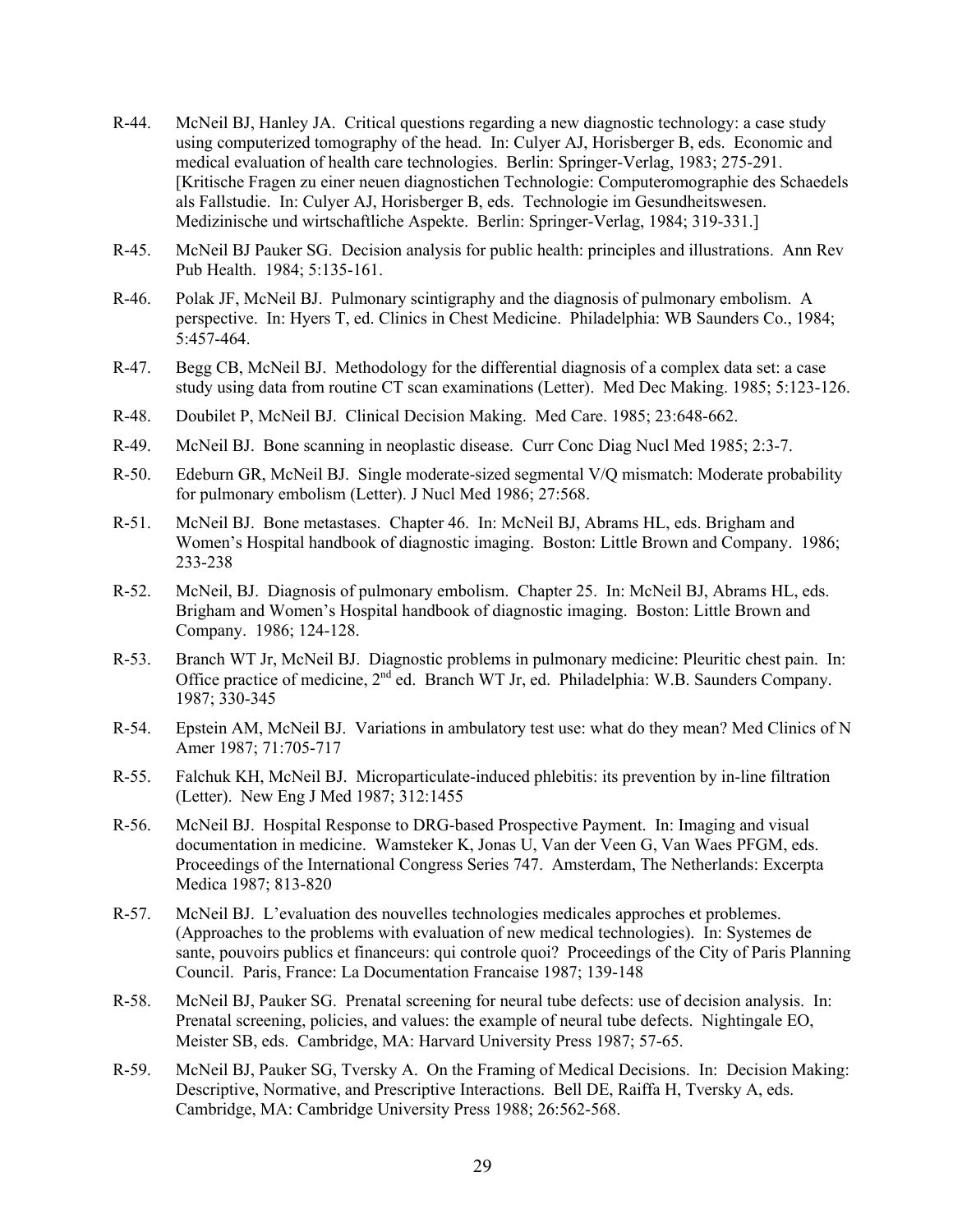R-44. McNeil BJ, Hanley JA. Critical questions regarding a new diagnostic technology: a case study using computerized tomography of the head. In: Culyer AJ, Horisberger B, eds. Economic and medical evaluation of health care technologies. Berlin: Springer-Verlag, 1983; 275-291. [Kritische Fragen zu einer neuen diagnostichen Technologie: Computeromographie des Schaedels als Fallstudie. In: Culyer AJ, Horisberger B, eds. Technologie im Gesundheitswesen. Medizinische und wirtschaftliche Aspekte. Berlin: Springer-Verlag, 1984; 319-331.]

R-45. McNeil BJ Pauker SG. Decision analysis for public health: principles and illustrations. Ann Rev Pub Health. 1984; 5:135-161.

R-46. Polak JF, McNeil BJ. Pulmonary scintigraphy and the diagnosis of pulmonary embolism. A perspective. In: Hyers T, ed. Clinics in Chest Medicine. Philadelphia: WB Saunders Co., 1984; 5:457-464.

R-47. Begg CB, McNeil BJ. Methodology for the differential diagnosis of a complex data set: a case study using data from routine CT scan examinations (Letter). Med Dec Making. 1985; 5:123-126.

R-48. Doubilet P, McNeil BJ. Clinical Decision Making. Med Care. 1985; 23:648-662.

R-49. McNeil BJ. Bone scanning in neoplastic disease. Curr Conc Diag Nucl Med 1985; 2:3-7.

R-50. Edeburn GR, McNeil BJ. Single moderate-sized segmental V/Q mismatch: Moderate probability for pulmonary embolism (Letter). J Nucl Med 1986; 27:568.

R-51. McNeil BJ. Bone metastases. Chapter 46. In: McNeil BJ, Abrams HL, eds. Brigham and Women's Hospital handbook of diagnostic imaging. Boston: Little Brown and Company. 1986; 233-238

R-52. McNeil, BJ. Diagnosis of pulmonary embolism. Chapter 25. In: McNeil BJ, Abrams HL, eds. Brigham and Women's Hospital handbook of diagnostic imaging. Boston: Little Brown and Company. 1986; 124-128.

R-53. Branch WT Jr, McNeil BJ. Diagnostic problems in pulmonary medicine: Pleuritic chest pain. In: Office practice of medicine, 2nd ed. Branch WT Jr, ed. Philadelphia: W.B. Saunders Company. 1987; 330-345

R-54. Epstein AM, McNeil BJ. Variations in ambulatory test use: what do they mean? Med Clinics of N Amer 1987; 71:705-717

R-55. Falchuk KH, McNeil BJ. Microparticulate-induced phlebitis: its prevention by in-line filtration (Letter). New Eng J Med 1987; 312:1455

R-56. McNeil BJ. Hospital Response to DRG-based Prospective Payment. In: Imaging and visual documentation in medicine. Wamsteker K, Jonas U, Van der Veen G, Van Waes PFGM, eds. Proceedings of the International Congress Series 747. Amsterdam, The Netherlands: Excerpta Medica 1987; 813-820

R-57. McNeil BJ. L'evaluation des nouvelles technologies medicales approches et problemes. (Approaches to the problems with evaluation of new medical technologies). In: Systemes de sante, pouvoirs publics et financeurs: qui controle quoi? Proceedings of the City of Paris Planning Council. Paris, France: La Documentation Francaise 1987; 139-148

R-58. McNeil BJ, Pauker SG. Prenatal screening for neural tube defects: use of decision analysis. In: Prenatal screening, policies, and values: the example of neural tube defects. Nightingale EO, Meister SB, eds. Cambridge, MA: Harvard University Press 1987; 57-65.

R-59. McNeil BJ, Pauker SG, Tversky A. On the Framing of Medical Decisions. In: Decision Making: Descriptive, Normative, and Prescriptive Interactions. Bell DE, Raiffa H, Tversky A, eds. Cambridge, MA: Cambridge University Press 1988; 26:562-568.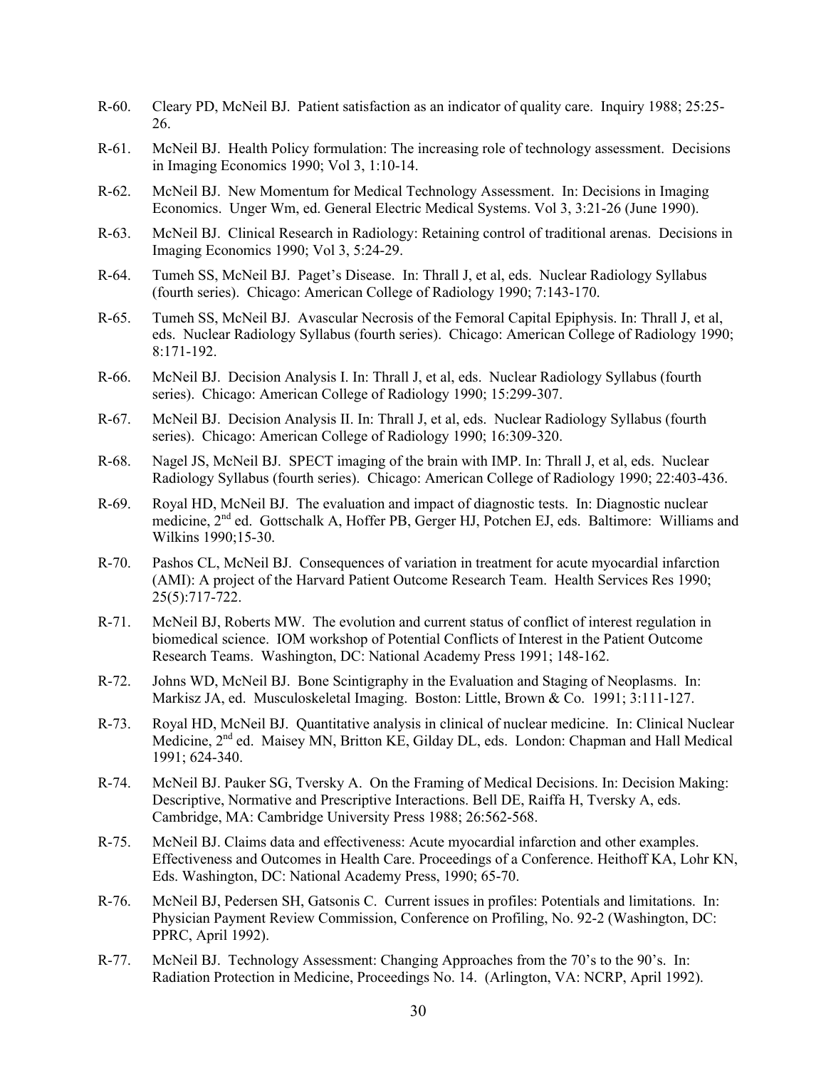R-60. Cleary PD, McNeil BJ. Patient satisfaction as an indicator of quality care. Inquiry 1988; 25:25-26.

R-61. McNeil BJ. Health Policy formulation: The increasing role of technology assessment. Decisions in Imaging Economics 1990; Vol 3, 1:10-14.

R-62. McNeil BJ. New Momentum for Medical Technology Assessment. In: Decisions in Imaging Economics. Unger Wm, ed. General Electric Medical Systems. Vol 3, 3:21-26 (June 1990).

R-63. McNeil BJ. Clinical Research in Radiology: Retaining control of traditional arenas. Decisions in Imaging Economics 1990; Vol 3, 5:24-29.

R-64. Tumeh SS, McNeil BJ. Paget's Disease. In: Thrall J, et al, eds. Nuclear Radiology Syllabus (fourth series). Chicago: American College of Radiology 1990; 7:143-170.

R-65. Tumeh SS, McNeil BJ. Avascular Necrosis of the Femoral Capital Epiphysis. In: Thrall J, et al, eds. Nuclear Radiology Syllabus (fourth series). Chicago: American College of Radiology 1990; 8:171-192.

R-66. McNeil BJ. Decision Analysis I. In: Thrall J, et al, eds. Nuclear Radiology Syllabus (fourth series). Chicago: American College of Radiology 1990; 15:299-307.

R-67. McNeil BJ. Decision Analysis II. In: Thrall J, et al, eds. Nuclear Radiology Syllabus (fourth series). Chicago: American College of Radiology 1990; 16:309-320.

R-68. Nagel JS, McNeil BJ. SPECT imaging of the brain with IMP. In: Thrall J, et al, eds. Nuclear Radiology Syllabus (fourth series). Chicago: American College of Radiology 1990; 22:403-436.

R-69. Royal HD, McNeil BJ. The evaluation and impact of diagnostic tests. In: Diagnostic nuclear medicine, 2nd ed. Gottschalk A, Hoffer PB, Gerger HJ, Potchen EJ, eds. Baltimore: Williams and Wilkins 1990;15-30.

R-70. Pashos CL, McNeil BJ. Consequences of variation in treatment for acute myocardial infarction (AMI): A project of the Harvard Patient Outcome Research Team. Health Services Res 1990; 25(5):717-722.

R-71. McNeil BJ, Roberts MW. The evolution and current status of conflict of interest regulation in biomedical science. IOM workshop of Potential Conflicts of Interest in the Patient Outcome Research Teams. Washington, DC: National Academy Press 1991; 148-162.

R-72. Johns WD, McNeil BJ. Bone Scintigraphy in the Evaluation and Staging of Neoplasms. In: Markisz JA, ed. Musculoskeletal Imaging. Boston: Little, Brown & Co. 1991; 3:111-127.

R-73. Royal HD, McNeil BJ. Quantitative analysis in clinical of nuclear medicine. In: Clinical Nuclear Medicine, 2nd ed. Maisey MN, Britton KE, Gilday DL, eds. London: Chapman and Hall Medical 1991; 624-340.

R-74. McNeil BJ. Pauker SG, Tversky A. On the Framing of Medical Decisions. In: Decision Making: Descriptive, Normative and Prescriptive Interactions. Bell DE, Raiffa H, Tversky A, eds. Cambridge, MA: Cambridge University Press 1988; 26:562-568.

R-75. McNeil BJ. Claims data and effectiveness: Acute myocardial infarction and other examples. Effectiveness and Outcomes in Health Care. Proceedings of a Conference. Heithoff KA, Lohr KN, Eds. Washington, DC: National Academy Press, 1990; 65-70.

R-76. McNeil BJ, Pedersen SH, Gatsonis C. Current issues in profiles: Potentials and limitations. In: Physician Payment Review Commission, Conference on Profiling, No. 92-2 (Washington, DC: PPRC, April 1992).

R-77. McNeil BJ. Technology Assessment: Changing Approaches from the 70's to the 90's. In: Radiation Protection in Medicine, Proceedings No. 14. (Arlington, VA: NCRP, April 1992).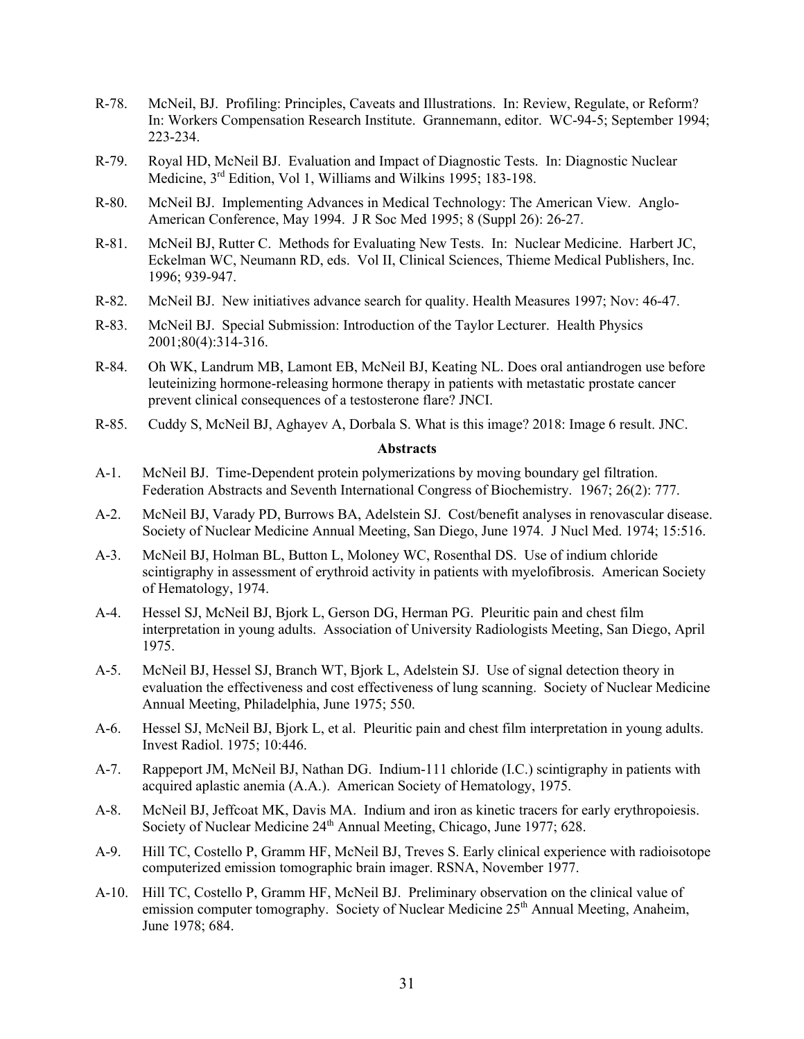R-78. McNeil, BJ. Profiling: Principles, Caveats and Illustrations. In: Review, Regulate, or Reform? In: Workers Compensation Research Institute. Grannemann, editor. WC-94-5; September 1994; 223-234.

R-79. Royal HD, McNeil BJ. Evaluation and Impact of Diagnostic Tests. In: Diagnostic Nuclear Medicine, 3rd Edition, Vol 1, Williams and Wilkins 1995; 183-198.

R-80. McNeil BJ. Implementing Advances in Medical Technology: The American View. Anglo-American Conference, May 1994. J R Soc Med 1995; 8 (Suppl 26): 26-27.

R-81. McNeil BJ, Rutter C. Methods for Evaluating New Tests. In: Nuclear Medicine. Harbert JC, Eckelman WC, Neumann RD, eds. Vol II, Clinical Sciences, Thieme Medical Publishers, Inc. 1996; 939-947.

R-82. McNeil BJ. New initiatives advance search for quality. Health Measures 1997; Nov: 46-47.

R-83. McNeil BJ. Special Submission: Introduction of the Taylor Lecturer. Health Physics 2001;80(4):314-316.

R-84. Oh WK, Landrum MB, Lamont EB, McNeil BJ, Keating NL. Does oral antiandrogen use before leuteinizing hormone-releasing hormone therapy in patients with metastatic prostate cancer prevent clinical consequences of a testosterone flare? JNCI.

R-85. Cuddy S, McNeil BJ, Aghayev A, Dorbala S. What is this image? 2018: Image 6 result. JNC.

**Abstracts**

A-1. McNeil BJ. Time-Dependent protein polymerizations by moving boundary gel filtration. Federation Abstracts and Seventh International Congress of Biochemistry. 1967; 26(2): 777.

A-2. McNeil BJ, Varady PD, Burrows BA, Adelstein SJ. Cost/benefit analyses in renovascular disease. Society of Nuclear Medicine Annual Meeting, San Diego, June 1974. J Nucl Med. 1974; 15:516.

A-3. McNeil BJ, Holman BL, Button L, Moloney WC, Rosenthal DS. Use of indium chloride scintigraphy in assessment of erythroid activity in patients with myelofibrosis. American Society of Hematology, 1974.

A-4. Hessel SJ, McNeil BJ, Bjork L, Gerson DG, Herman PG. Pleuritic pain and chest film interpretation in young adults. Association of University Radiologists Meeting, San Diego, April 1975.

A-5. McNeil BJ, Hessel SJ, Branch WT, Bjork L, Adelstein SJ. Use of signal detection theory in evaluation the effectiveness and cost effectiveness of lung scanning. Society of Nuclear Medicine Annual Meeting, Philadelphia, June 1975; 550.

A-6. Hessel SJ, McNeil BJ, Bjork L, et al. Pleuritic pain and chest film interpretation in young adults. Invest Radiol. 1975; 10:446.

A-7. Rappeport JM, McNeil BJ, Nathan DG. Indium-111 chloride (I.C.) scintigraphy in patients with acquired aplastic anemia (A.A.). American Society of Hematology, 1975.

A-8. McNeil BJ, Jeffcoat MK, Davis MA. Indium and iron as kinetic tracers for early erythropoiesis. Society of Nuclear Medicine 24th Annual Meeting, Chicago, June 1977; 628.

A-9. Hill TC, Costello P, Gramm HF, McNeil BJ, Treves S. Early clinical experience with radioisotope computerized emission tomographic brain imager. RSNA, November 1977.

A-10. Hill TC, Costello P, Gramm HF, McNeil BJ. Preliminary observation on the clinical value of emission computer tomography. Society of Nuclear Medicine 25th Annual Meeting, Anaheim, June 1978; 684.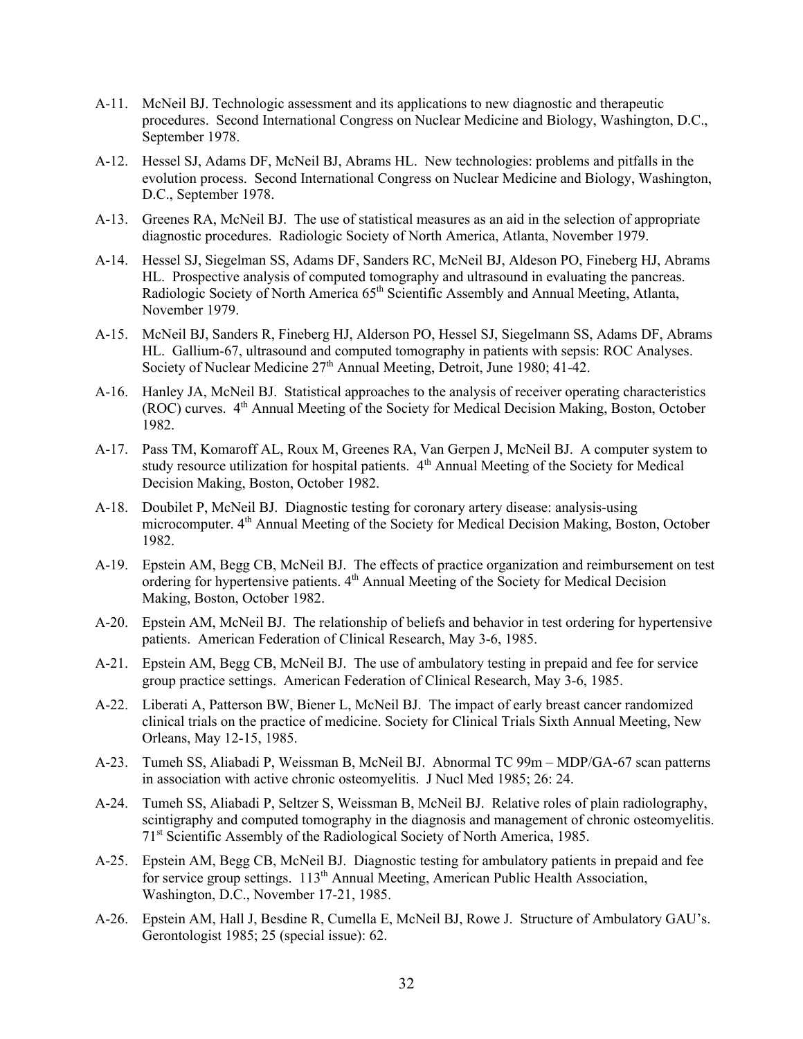A-11. McNeil BJ. Technologic assessment and its applications to new diagnostic and therapeutic procedures. Second International Congress on Nuclear Medicine and Biology, Washington, D.C., September 1978.

A-12. Hessel SJ, Adams DF, McNeil BJ, Abrams HL. New technologies: problems and pitfalls in the evolution process. Second International Congress on Nuclear Medicine and Biology, Washington, D.C., September 1978.

A-13. Greenes RA, McNeil BJ. The use of statistical measures as an aid in the selection of appropriate diagnostic procedures. Radiologic Society of North America, Atlanta, November 1979.

A-14. Hessel SJ, Siegelman SS, Adams DF, Sanders RC, McNeil BJ, Aldeson PO, Fineberg HJ, Abrams HL. Prospective analysis of computed tomography and ultrasound in evaluating the pancreas. Radiologic Society of North America 65th Scientific Assembly and Annual Meeting, Atlanta, November 1979.

A-15. McNeil BJ, Sanders R, Fineberg HJ, Alderson PO, Hessel SJ, Siegelmann SS, Adams DF, Abrams HL. Gallium-67, ultrasound and computed tomography in patients with sepsis: ROC Analyses. Society of Nuclear Medicine 27th Annual Meeting, Detroit, June 1980; 41-42.

A-16. Hanley JA, McNeil BJ. Statistical approaches to the analysis of receiver operating characteristics (ROC) curves. 4th Annual Meeting of the Society for Medical Decision Making, Boston, October 1982.

A-17. Pass TM, Komaroff AL, Roux M, Greenes RA, Van Gerpen J, McNeil BJ. A computer system to study resource utilization for hospital patients. 4th Annual Meeting of the Society for Medical Decision Making, Boston, October 1982.

A-18. Doubilet P, McNeil BJ. Diagnostic testing for coronary artery disease: analysis-using microcomputer. 4th Annual Meeting of the Society for Medical Decision Making, Boston, October 1982.

A-19. Epstein AM, Begg CB, McNeil BJ. The effects of practice organization and reimbursement on test ordering for hypertensive patients. 4th Annual Meeting of the Society for Medical Decision Making, Boston, October 1982.

A-20. Epstein AM, McNeil BJ. The relationship of beliefs and behavior in test ordering for hypertensive patients. American Federation of Clinical Research, May 3-6, 1985.

A-21. Epstein AM, Begg CB, McNeil BJ. The use of ambulatory testing in prepaid and fee for service group practice settings. American Federation of Clinical Research, May 3-6, 1985.

A-22. Liberati A, Patterson BW, Biener L, McNeil BJ. The impact of early breast cancer randomized clinical trials on the practice of medicine. Society for Clinical Trials Sixth Annual Meeting, New Orleans, May 12-15, 1985.

A-23. Tumeh SS, Aliabadi P, Weissman B, McNeil BJ. Abnormal TC 99m – MDP/GA-67 scan patterns in association with active chronic osteomyelitis. J Nucl Med 1985; 26: 24.

A-24. Tumeh SS, Aliabadi P, Seltzer S, Weissman B, McNeil BJ. Relative roles of plain radiolography, scintigraphy and computed tomography in the diagnosis and management of chronic osteomyelitis. 71st Scientific Assembly of the Radiological Society of North America, 1985.

A-25. Epstein AM, Begg CB, McNeil BJ. Diagnostic testing for ambulatory patients in prepaid and fee for service group settings. 113th Annual Meeting, American Public Health Association, Washington, D.C., November 17-21, 1985.

A-26. Epstein AM, Hall J, Besdine R, Cumella E, McNeil BJ, Rowe J. Structure of Ambulatory GAU's. Gerontologist 1985; 25 (special issue): 62.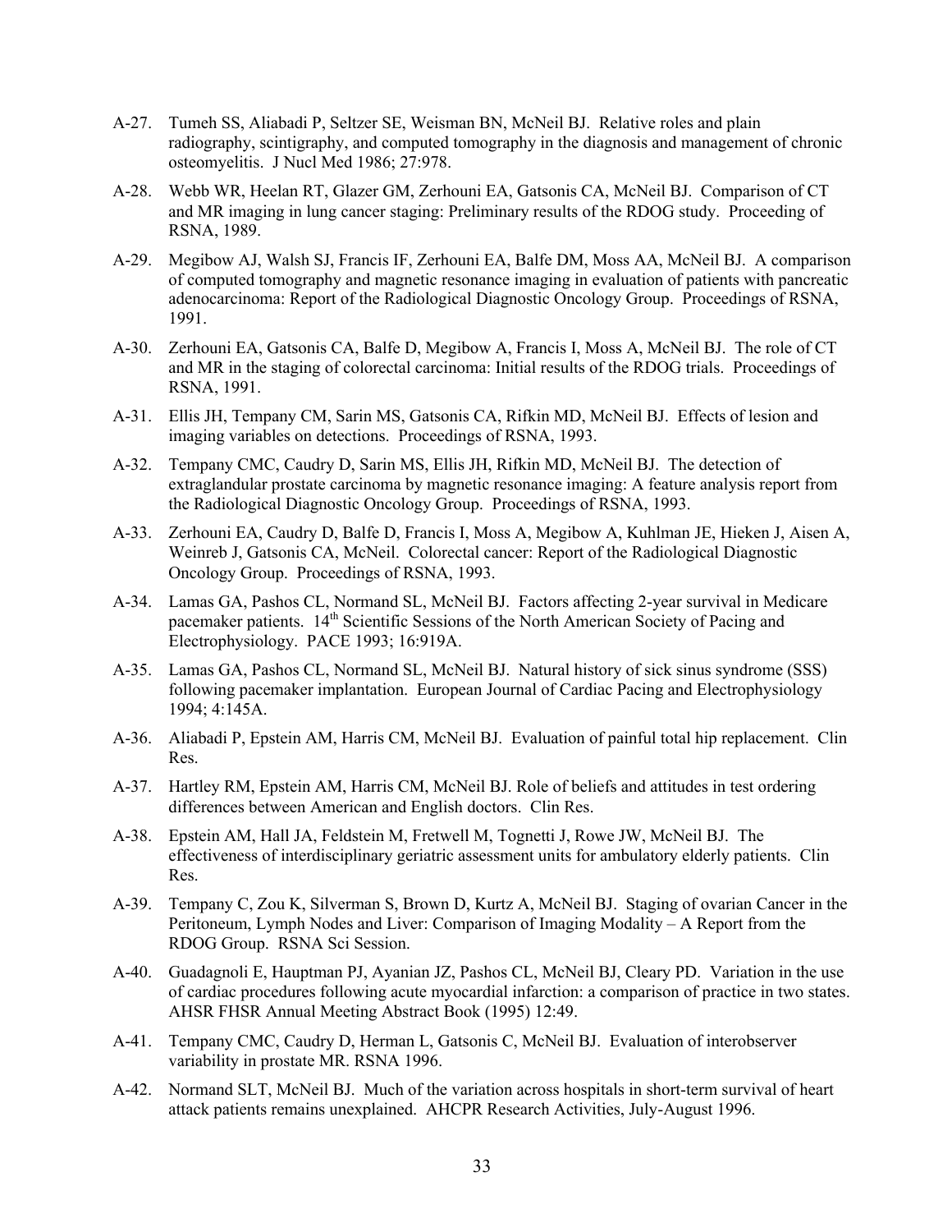A-27. Tumeh SS, Aliabadi P, Seltzer SE, Weisman BN, McNeil BJ. Relative roles and plain radiography, scintigraphy, and computed tomography in the diagnosis and management of chronic osteomyelitis. J Nucl Med 1986; 27:978.

A-28. Webb WR, Heelan RT, Glazer GM, Zerhouni EA, Gatsonis CA, McNeil BJ. Comparison of CT and MR imaging in lung cancer staging: Preliminary results of the RDOG study. Proceeding of RSNA, 1989.

A-29. Megibow AJ, Walsh SJ, Francis IF, Zerhouni EA, Balfe DM, Moss AA, McNeil BJ. A comparison of computed tomography and magnetic resonance imaging in evaluation of patients with pancreatic adenocarcinoma: Report of the Radiological Diagnostic Oncology Group. Proceedings of RSNA, 1991.

A-30. Zerhouni EA, Gatsonis CA, Balfe D, Megibow A, Francis I, Moss A, McNeil BJ. The role of CT and MR in the staging of colorectal carcinoma: Initial results of the RDOG trials. Proceedings of RSNA, 1991.

A-31. Ellis JH, Tempany CM, Sarin MS, Gatsonis CA, Rifkin MD, McNeil BJ. Effects of lesion and imaging variables on detections. Proceedings of RSNA, 1993.

A-32. Tempany CMC, Caudry D, Sarin MS, Ellis JH, Rifkin MD, McNeil BJ. The detection of extraglandular prostate carcinoma by magnetic resonance imaging: A feature analysis report from the Radiological Diagnostic Oncology Group. Proceedings of RSNA, 1993.

A-33. Zerhouni EA, Caudry D, Balfe D, Francis I, Moss A, Megibow A, Kuhlman JE, Hieken J, Aisen A, Weinreb J, Gatsonis CA, McNeil. Colorectal cancer: Report of the Radiological Diagnostic Oncology Group. Proceedings of RSNA, 1993.

A-34. Lamas GA, Pashos CL, Normand SL, McNeil BJ. Factors affecting 2-year survival in Medicare pacemaker patients. 14th Scientific Sessions of the North American Society of Pacing and Electrophysiology. PACE 1993; 16:919A.

A-35. Lamas GA, Pashos CL, Normand SL, McNeil BJ. Natural history of sick sinus syndrome (SSS) following pacemaker implantation. European Journal of Cardiac Pacing and Electrophysiology 1994; 4:145A.

A-36. Aliabadi P, Epstein AM, Harris CM, McNeil BJ. Evaluation of painful total hip replacement. Clin Res.

A-37. Hartley RM, Epstein AM, Harris CM, McNeil BJ. Role of beliefs and attitudes in test ordering differences between American and English doctors. Clin Res.

A-38. Epstein AM, Hall JA, Feldstein M, Fretwell M, Tognetti J, Rowe JW, McNeil BJ. The effectiveness of interdisciplinary geriatric assessment units for ambulatory elderly patients. Clin Res.

A-39. Tempany C, Zou K, Silverman S, Brown D, Kurtz A, McNeil BJ. Staging of ovarian Cancer in the Peritoneum, Lymph Nodes and Liver: Comparison of Imaging Modality – A Report from the RDOG Group. RSNA Sci Session.

A-40. Guadagnoli E, Hauptman PJ, Ayanian JZ, Pashos CL, McNeil BJ, Cleary PD. Variation in the use of cardiac procedures following acute myocardial infarction: a comparison of practice in two states. AHSR FHSR Annual Meeting Abstract Book (1995) 12:49.

A-41. Tempany CMC, Caudry D, Herman L, Gatsonis C, McNeil BJ. Evaluation of interobserver variability in prostate MR. RSNA 1996.

A-42. Normand SLT, McNeil BJ. Much of the variation across hospitals in short-term survival of heart attack patients remains unexplained. AHCPR Research Activities, July-August 1996.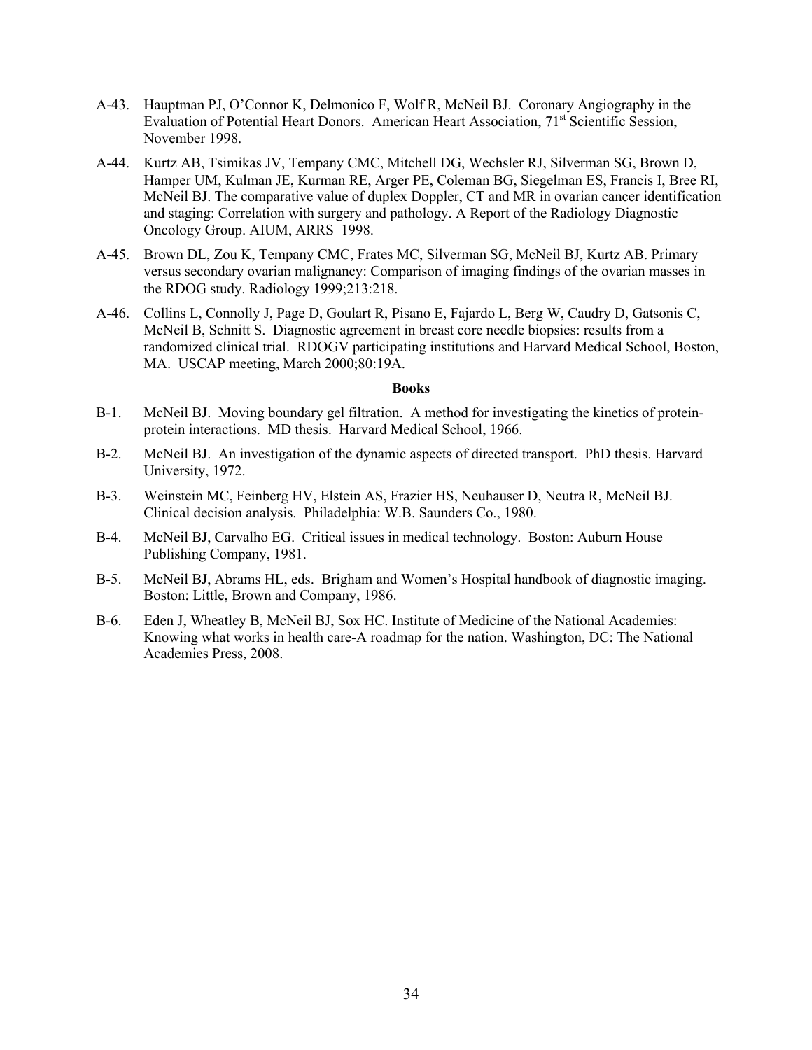A-43. Hauptman PJ, O'Connor K, Delmonico F, Wolf R, McNeil BJ. Coronary Angiography in the Evaluation of Potential Heart Donors. American Heart Association, 71st Scientific Session, November 1998.

A-44. Kurtz AB, Tsimikas JV, Tempany CMC, Mitchell DG, Wechsler RJ, Silverman SG, Brown D, Hamper UM, Kulman JE, Kurman RE, Arger PE, Coleman BG, Siegelman ES, Francis I, Bree RI, McNeil BJ. The comparative value of duplex Doppler, CT and MR in ovarian cancer identification and staging: Correlation with surgery and pathology. A Report of the Radiology Diagnostic Oncology Group. AIUM, ARRS 1998.

A-45. Brown DL, Zou K, Tempany CMC, Frates MC, Silverman SG, McNeil BJ, Kurtz AB. Primary versus secondary ovarian malignancy: Comparison of imaging findings of the ovarian masses in the RDOG study. Radiology 1999;213:218.

A-46. Collins L, Connolly J, Page D, Goulart R, Pisano E, Fajardo L, Berg W, Caudry D, Gatsonis C, McNeil B, Schnitt S. Diagnostic agreement in breast core needle biopsies: results from a randomized clinical trial. RDOGV participating institutions and Harvard Medical School, Boston, MA. USCAP meeting, March 2000;80:19A.

**Books**

B-1. McNeil BJ. Moving boundary gel filtration. A method for investigating the kinetics of protein-protein interactions. MD thesis. Harvard Medical School, 1966.

B-2. McNeil BJ. An investigation of the dynamic aspects of directed transport. PhD thesis. Harvard University, 1972.

B-3. Weinstein MC, Feinberg HV, Elstein AS, Frazier HS, Neuhauser D, Neutra R, McNeil BJ. Clinical decision analysis. Philadelphia: W.B. Saunders Co., 1980.

B-4. McNeil BJ, Carvalho EG. Critical issues in medical technology. Boston: Auburn House Publishing Company, 1981.

B-5. McNeil BJ, Abrams HL, eds. Brigham and Women's Hospital handbook of diagnostic imaging. Boston: Little, Brown and Company, 1986.

B-6. Eden J, Wheatley B, McNeil BJ, Sox HC. Institute of Medicine of the National Academies: Knowing what works in health care-A roadmap for the nation. Washington, DC: The National Academies Press, 2008.